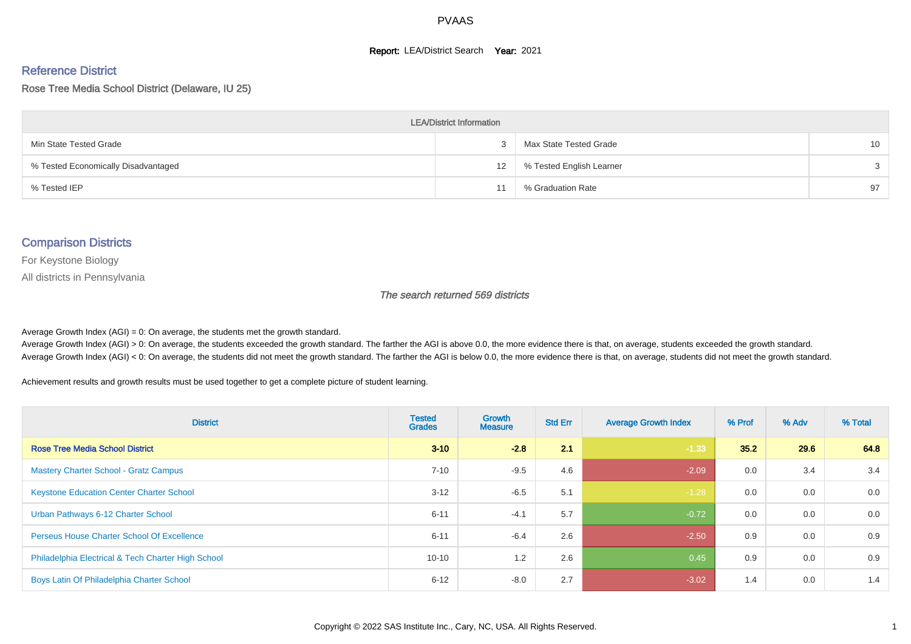# PVAAS

**Report:** LEA/District Search **Year:** 2021

## Reference District

Rose Tree Media School District (Delaware, IU 25)

| LEA/District Information | | | |
|---|---|---|---|
| Min State Tested Grade | 3 | Max State Tested Grade | 10 |
| % Tested Economically Disadvantaged | 12 | % Tested English Learner | 3 |
| % Tested IEP | 11 | % Graduation Rate | 97 |

## Comparison Districts

For Keystone Biology

All districts in Pennsylvania

*The search returned 569 districts*

Average Growth Index (AGI) = 0: On average, the students met the growth standard.

Average Growth Index (AGI) > 0: On average, the students exceeded the growth standard. The farther the AGI is above 0.0, the more evidence there is that, on average, students exceeded the growth standard.

Average Growth Index (AGI) < 0: On average, the students did not meet the growth standard. The farther the AGI is below 0.0, the more evidence there is that, on average, students did not meet the growth standard.

Achievement results and growth results must be used together to get a complete picture of student learning.

| District | Tested Grades | Growth Measure | Std Err | Average Growth Index | % Prof | % Adv | % Total |
|---|---|---|---|---|---|---|---|
| **Rose Tree Media School District** | **3-10** | **-2.8** | **2.1** | **-1.33** | **35.2** | **29.6** | **64.8** |
| Mastery Charter School - Gratz Campus | 7-10 | -9.5 | 4.6 | -2.09 | 0.0 | 3.4 | 3.4 |
| Keystone Education Center Charter School | 3-12 | -6.5 | 5.1 | -1.28 | 0.0 | 0.0 | 0.0 |
| Urban Pathways 6-12 Charter School | 6-11 | -4.1 | 5.7 | -0.72 | 0.0 | 0.0 | 0.0 |
| Perseus House Charter School Of Excellence | 6-11 | -6.4 | 2.6 | -2.50 | 0.9 | 0.0 | 0.9 |
| Philadelphia Electrical & Tech Charter High School | 10-10 | 1.2 | 2.6 | 0.45 | 0.9 | 0.0 | 0.9 |
| Boys Latin Of Philadelphia Charter School | 6-12 | -8.0 | 2.7 | -3.02 | 1.4 | 0.0 | 1.4 |

Copyright © 2022 SAS Institute Inc., Cary, NC, USA. All Rights Reserved.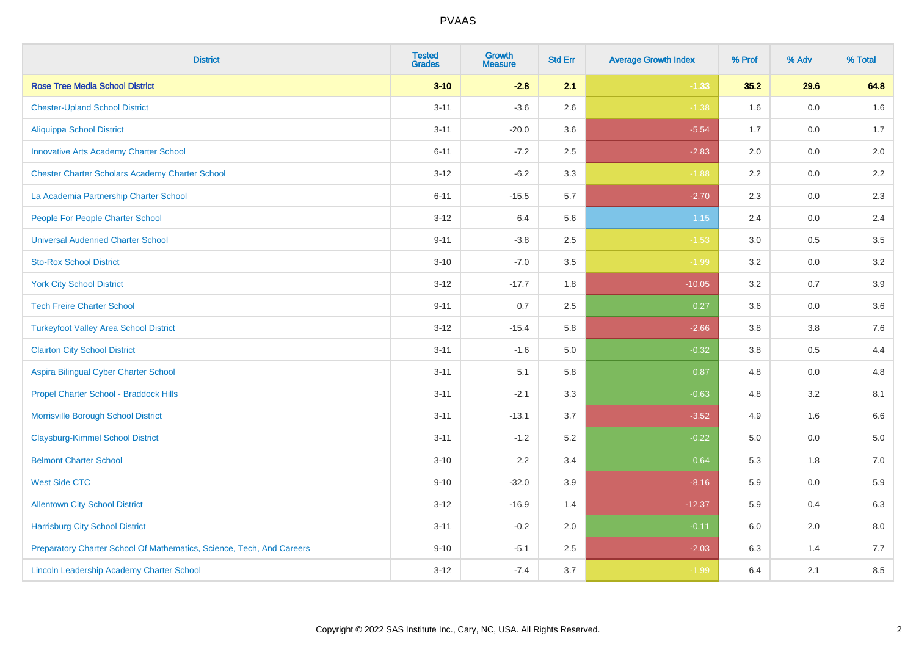PVAAS

| District | Tested Grades | Growth Measure | Std Err | Average Growth Index | % Prof | % Adv | % Total |
|---|---|---|---|---|---|---|---|
| **Rose Tree Media School District** | **3-10** | **-2.8** | **2.1** | **-1.33** | **35.2** | **29.6** | **64.8** |
| Chester-Upland School District | 3-11 | -3.6 | 2.6 | -1.38 | 1.6 | 0.0 | 1.6 |
| Aliquippa School District | 3-11 | -20.0 | 3.6 | -5.54 | 1.7 | 0.0 | 1.7 |
| Innovative Arts Academy Charter School | 6-11 | -7.2 | 2.5 | -2.83 | 2.0 | 0.0 | 2.0 |
| Chester Charter Scholars Academy Charter School | 3-12 | -6.2 | 3.3 | -1.88 | 2.2 | 0.0 | 2.2 |
| La Academia Partnership Charter School | 6-11 | -15.5 | 5.7 | -2.70 | 2.3 | 0.0 | 2.3 |
| People For People Charter School | 3-12 | 6.4 | 5.6 | 1.15 | 2.4 | 0.0 | 2.4 |
| Universal Audenried Charter School | 9-11 | -3.8 | 2.5 | -1.53 | 3.0 | 0.5 | 3.5 |
| Sto-Rox School District | 3-10 | -7.0 | 3.5 | -1.99 | 3.2 | 0.0 | 3.2 |
| York City School District | 3-12 | -17.7 | 1.8 | -10.05 | 3.2 | 0.7 | 3.9 |
| Tech Freire Charter School | 9-11 | 0.7 | 2.5 | 0.27 | 3.6 | 0.0 | 3.6 |
| Turkeyfoot Valley Area School District | 3-12 | -15.4 | 5.8 | -2.66 | 3.8 | 3.8 | 7.6 |
| Clairton City School District | 3-11 | -1.6 | 5.0 | -0.32 | 3.8 | 0.5 | 4.4 |
| Aspira Bilingual Cyber Charter School | 3-11 | 5.1 | 5.8 | 0.87 | 4.8 | 0.0 | 4.8 |
| Propel Charter School - Braddock Hills | 3-11 | -2.1 | 3.3 | -0.63 | 4.8 | 3.2 | 8.1 |
| Morrisville Borough School District | 3-11 | -13.1 | 3.7 | -3.52 | 4.9 | 1.6 | 6.6 |
| Claysburg-Kimmel School District | 3-11 | -1.2 | 5.2 | -0.22 | 5.0 | 0.0 | 5.0 |
| Belmont Charter School | 3-10 | 2.2 | 3.4 | 0.64 | 5.3 | 1.8 | 7.0 |
| West Side CTC | 9-10 | -32.0 | 3.9 | -8.16 | 5.9 | 0.0 | 5.9 |
| Allentown City School District | 3-12 | -16.9 | 1.4 | -12.37 | 5.9 | 0.4 | 6.3 |
| Harrisburg City School District | 3-11 | -0.2 | 2.0 | -0.11 | 6.0 | 2.0 | 8.0 |
| Preparatory Charter School Of Mathematics, Science, Tech, And Careers | 9-10 | -5.1 | 2.5 | -2.03 | 6.3 | 1.4 | 7.7 |
| Lincoln Leadership Academy Charter School | 3-12 | -7.4 | 3.7 | -1.99 | 6.4 | 2.1 | 8.5 |

Copyright © 2022 SAS Institute Inc., Cary, NC, USA. All Rights Reserved.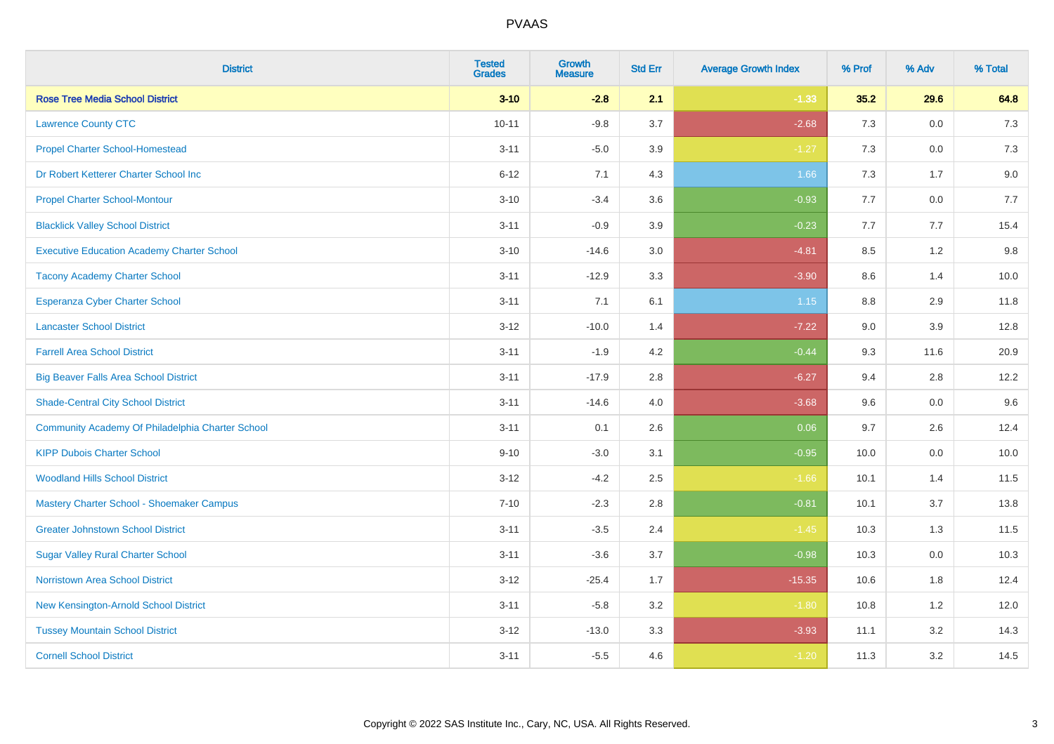| District | Tested Grades | Growth Measure | Std Err | Average Growth Index | % Prof | % Adv | % Total |
|---|---|---|---|---|---|---|---|
| **Rose Tree Media School District** | **3-10** | **-2.8** | **2.1** | **-1.33** | **35.2** | **29.6** | **64.8** |
| Lawrence County CTC | 10-11 | -9.8 | 3.7 | -2.68 | 7.3 | 0.0 | 7.3 |
| Propel Charter School-Homestead | 3-11 | -5.0 | 3.9 | -1.27 | 7.3 | 0.0 | 7.3 |
| Dr Robert Ketterer Charter School Inc | 6-12 | 7.1 | 4.3 | 1.66 | 7.3 | 1.7 | 9.0 |
| Propel Charter School-Montour | 3-10 | -3.4 | 3.6 | -0.93 | 7.7 | 0.0 | 7.7 |
| Blacklick Valley School District | 3-11 | -0.9 | 3.9 | -0.23 | 7.7 | 7.7 | 15.4 |
| Executive Education Academy Charter School | 3-10 | -14.6 | 3.0 | -4.81 | 8.5 | 1.2 | 9.8 |
| Tacony Academy Charter School | 3-11 | -12.9 | 3.3 | -3.90 | 8.6 | 1.4 | 10.0 |
| Esperanza Cyber Charter School | 3-11 | 7.1 | 6.1 | 1.15 | 8.8 | 2.9 | 11.8 |
| Lancaster School District | 3-12 | -10.0 | 1.4 | -7.22 | 9.0 | 3.9 | 12.8 |
| Farrell Area School District | 3-11 | -1.9 | 4.2 | -0.44 | 9.3 | 11.6 | 20.9 |
| Big Beaver Falls Area School District | 3-11 | -17.9 | 2.8 | -6.27 | 9.4 | 2.8 | 12.2 |
| Shade-Central City School District | 3-11 | -14.6 | 4.0 | -3.68 | 9.6 | 0.0 | 9.6 |
| Community Academy Of Philadelphia Charter School | 3-11 | 0.1 | 2.6 | 0.06 | 9.7 | 2.6 | 12.4 |
| KIPP Dubois Charter School | 9-10 | -3.0 | 3.1 | -0.95 | 10.0 | 0.0 | 10.0 |
| Woodland Hills School District | 3-12 | -4.2 | 2.5 | -1.66 | 10.1 | 1.4 | 11.5 |
| Mastery Charter School - Shoemaker Campus | 7-10 | -2.3 | 2.8 | -0.81 | 10.1 | 3.7 | 13.8 |
| Greater Johnstown School District | 3-11 | -3.5 | 2.4 | -1.45 | 10.3 | 1.3 | 11.5 |
| Sugar Valley Rural Charter School | 3-11 | -3.6 | 3.7 | -0.98 | 10.3 | 0.0 | 10.3 |
| Norristown Area School District | 3-12 | -25.4 | 1.7 | -15.35 | 10.6 | 1.8 | 12.4 |
| New Kensington-Arnold School District | 3-11 | -5.8 | 3.2 | -1.80 | 10.8 | 1.2 | 12.0 |
| Tussey Mountain School District | 3-12 | -13.0 | 3.3 | -3.93 | 11.1 | 3.2 | 14.3 |
| Cornell School District | 3-11 | -5.5 | 4.6 | -1.20 | 11.3 | 3.2 | 14.5 |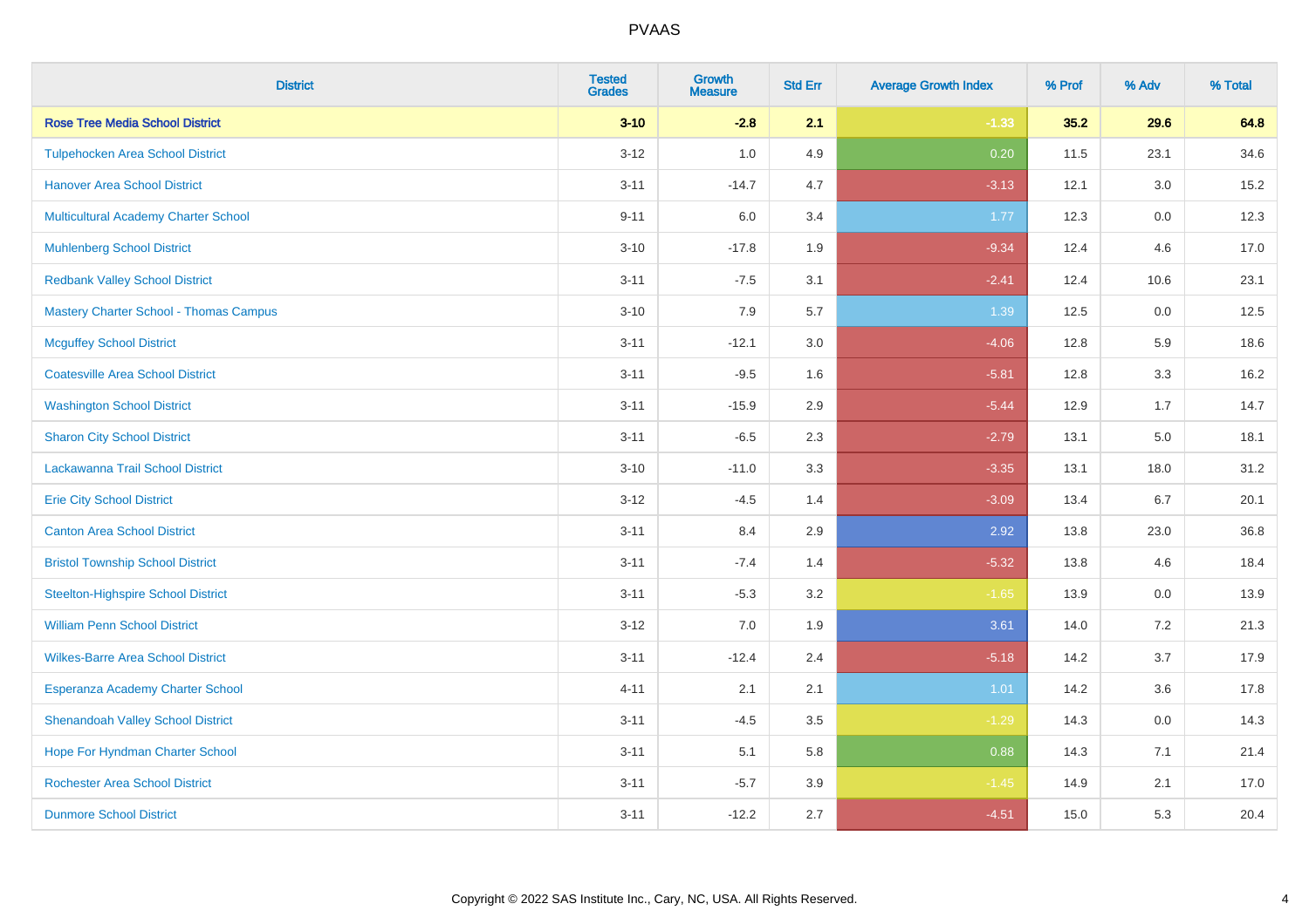PVAAS

| District | Tested Grades | Growth Measure | Std Err | Average Growth Index | % Prof | % Adv | % Total |
|---|---|---|---|---|---|---|---|
| **Rose Tree Media School District** | **3-10** | **-2.8** | **2.1** | **-1.33** | **35.2** | **29.6** | **64.8** |
| Tulpehocken Area School District | 3-12 | 1.0 | 4.9 | 0.20 | 11.5 | 23.1 | 34.6 |
| Hanover Area School District | 3-11 | -14.7 | 4.7 | -3.13 | 12.1 | 3.0 | 15.2 |
| Multicultural Academy Charter School | 9-11 | 6.0 | 3.4 | 1.77 | 12.3 | 0.0 | 12.3 |
| Muhlenberg School District | 3-10 | -17.8 | 1.9 | -9.34 | 12.4 | 4.6 | 17.0 |
| Redbank Valley School District | 3-11 | -7.5 | 3.1 | -2.41 | 12.4 | 10.6 | 23.1 |
| Mastery Charter School - Thomas Campus | 3-10 | 7.9 | 5.7 | 1.39 | 12.5 | 0.0 | 12.5 |
| Mcguffey School District | 3-11 | -12.1 | 3.0 | -4.06 | 12.8 | 5.9 | 18.6 |
| Coatesville Area School District | 3-11 | -9.5 | 1.6 | -5.81 | 12.8 | 3.3 | 16.2 |
| Washington School District | 3-11 | -15.9 | 2.9 | -5.44 | 12.9 | 1.7 | 14.7 |
| Sharon City School District | 3-11 | -6.5 | 2.3 | -2.79 | 13.1 | 5.0 | 18.1 |
| Lackawanna Trail School District | 3-10 | -11.0 | 3.3 | -3.35 | 13.1 | 18.0 | 31.2 |
| Erie City School District | 3-12 | -4.5 | 1.4 | -3.09 | 13.4 | 6.7 | 20.1 |
| Canton Area School District | 3-11 | 8.4 | 2.9 | 2.92 | 13.8 | 23.0 | 36.8 |
| Bristol Township School District | 3-11 | -7.4 | 1.4 | -5.32 | 13.8 | 4.6 | 18.4 |
| Steelton-Highspire School District | 3-11 | -5.3 | 3.2 | -1.65 | 13.9 | 0.0 | 13.9 |
| William Penn School District | 3-12 | 7.0 | 1.9 | 3.61 | 14.0 | 7.2 | 21.3 |
| Wilkes-Barre Area School District | 3-11 | -12.4 | 2.4 | -5.18 | 14.2 | 3.7 | 17.9 |
| Esperanza Academy Charter School | 4-11 | 2.1 | 2.1 | 1.01 | 14.2 | 3.6 | 17.8 |
| Shenandoah Valley School District | 3-11 | -4.5 | 3.5 | -1.29 | 14.3 | 0.0 | 14.3 |
| Hope For Hyndman Charter School | 3-11 | 5.1 | 5.8 | 0.88 | 14.3 | 7.1 | 21.4 |
| Rochester Area School District | 3-11 | -5.7 | 3.9 | -1.45 | 14.9 | 2.1 | 17.0 |
| Dunmore School District | 3-11 | -12.2 | 2.7 | -4.51 | 15.0 | 5.3 | 20.4 |

Copyright © 2022 SAS Institute Inc., Cary, NC, USA. All Rights Reserved.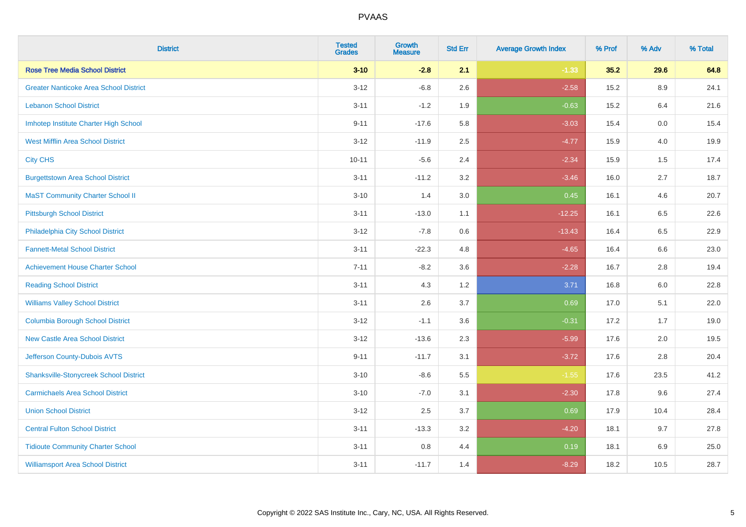PVAAS

| District | Tested Grades | Growth Measure | Std Err | Average Growth Index | % Prof | % Adv | % Total |
|---|---|---|---|---|---|---|---|
| **Rose Tree Media School District** | **3-10** | **-2.8** | **2.1** | **-1.33** | **35.2** | **29.6** | **64.8** |
| Greater Nanticoke Area School District | 3-12 | -6.8 | 2.6 | -2.58 | 15.2 | 8.9 | 24.1 |
| Lebanon School District | 3-11 | -1.2 | 1.9 | -0.63 | 15.2 | 6.4 | 21.6 |
| Imhotep Institute Charter High School | 9-11 | -17.6 | 5.8 | -3.03 | 15.4 | 0.0 | 15.4 |
| West Mifflin Area School District | 3-12 | -11.9 | 2.5 | -4.77 | 15.9 | 4.0 | 19.9 |
| City CHS | 10-11 | -5.6 | 2.4 | -2.34 | 15.9 | 1.5 | 17.4 |
| Burgettstown Area School District | 3-11 | -11.2 | 3.2 | -3.46 | 16.0 | 2.7 | 18.7 |
| MaST Community Charter School II | 3-10 | 1.4 | 3.0 | 0.45 | 16.1 | 4.6 | 20.7 |
| Pittsburgh School District | 3-11 | -13.0 | 1.1 | -12.25 | 16.1 | 6.5 | 22.6 |
| Philadelphia City School District | 3-12 | -7.8 | 0.6 | -13.43 | 16.4 | 6.5 | 22.9 |
| Fannett-Metal School District | 3-11 | -22.3 | 4.8 | -4.65 | 16.4 | 6.6 | 23.0 |
| Achievement House Charter School | 7-11 | -8.2 | 3.6 | -2.28 | 16.7 | 2.8 | 19.4 |
| Reading School District | 3-11 | 4.3 | 1.2 | 3.71 | 16.8 | 6.0 | 22.8 |
| Williams Valley School District | 3-11 | 2.6 | 3.7 | 0.69 | 17.0 | 5.1 | 22.0 |
| Columbia Borough School District | 3-12 | -1.1 | 3.6 | -0.31 | 17.2 | 1.7 | 19.0 |
| New Castle Area School District | 3-12 | -13.6 | 2.3 | -5.99 | 17.6 | 2.0 | 19.5 |
| Jefferson County-Dubois AVTS | 9-11 | -11.7 | 3.1 | -3.72 | 17.6 | 2.8 | 20.4 |
| Shanksville-Stonycreek School District | 3-10 | -8.6 | 5.5 | -1.55 | 17.6 | 23.5 | 41.2 |
| Carmichaels Area School District | 3-10 | -7.0 | 3.1 | -2.30 | 17.8 | 9.6 | 27.4 |
| Union School District | 3-12 | 2.5 | 3.7 | 0.69 | 17.9 | 10.4 | 28.4 |
| Central Fulton School District | 3-11 | -13.3 | 3.2 | -4.20 | 18.1 | 9.7 | 27.8 |
| Tidioute Community Charter School | 3-11 | 0.8 | 4.4 | 0.19 | 18.1 | 6.9 | 25.0 |
| Williamsport Area School District | 3-11 | -11.7 | 1.4 | -8.29 | 18.2 | 10.5 | 28.7 |

Copyright © 2022 SAS Institute Inc., Cary, NC, USA. All Rights Reserved.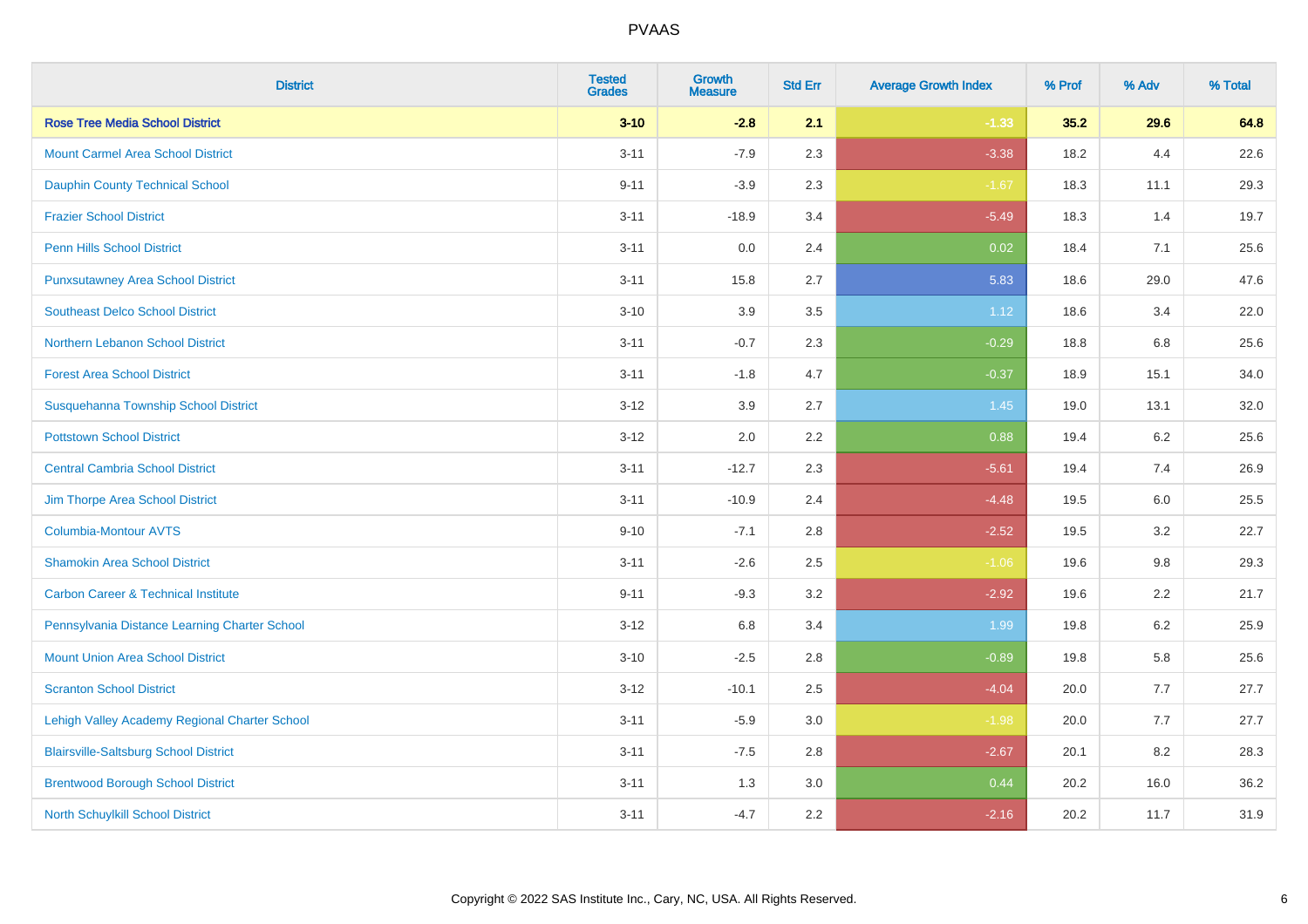| District | Tested Grades | Growth Measure | Std Err | Average Growth Index | % Prof | % Adv | % Total |
|---|---|---|---|---|---|---|---|
| **Rose Tree Media School District** | **3-10** | **-2.8** | **2.1** | **-1.33** | **35.2** | **29.6** | **64.8** |
| Mount Carmel Area School District | 3-11 | -7.9 | 2.3 | -3.38 | 18.2 | 4.4 | 22.6 |
| Dauphin County Technical School | 9-11 | -3.9 | 2.3 | -1.67 | 18.3 | 11.1 | 29.3 |
| Frazier School District | 3-11 | -18.9 | 3.4 | -5.49 | 18.3 | 1.4 | 19.7 |
| Penn Hills School District | 3-11 | 0.0 | 2.4 | 0.02 | 18.4 | 7.1 | 25.6 |
| Punxsutawney Area School District | 3-11 | 15.8 | 2.7 | 5.83 | 18.6 | 29.0 | 47.6 |
| Southeast Delco School District | 3-10 | 3.9 | 3.5 | 1.12 | 18.6 | 3.4 | 22.0 |
| Northern Lebanon School District | 3-11 | -0.7 | 2.3 | -0.29 | 18.8 | 6.8 | 25.6 |
| Forest Area School District | 3-11 | -1.8 | 4.7 | -0.37 | 18.9 | 15.1 | 34.0 |
| Susquehanna Township School District | 3-12 | 3.9 | 2.7 | 1.45 | 19.0 | 13.1 | 32.0 |
| Pottstown School District | 3-12 | 2.0 | 2.2 | 0.88 | 19.4 | 6.2 | 25.6 |
| Central Cambria School District | 3-11 | -12.7 | 2.3 | -5.61 | 19.4 | 7.4 | 26.9 |
| Jim Thorpe Area School District | 3-11 | -10.9 | 2.4 | -4.48 | 19.5 | 6.0 | 25.5 |
| Columbia-Montour AVTS | 9-10 | -7.1 | 2.8 | -2.52 | 19.5 | 3.2 | 22.7 |
| Shamokin Area School District | 3-11 | -2.6 | 2.5 | -1.06 | 19.6 | 9.8 | 29.3 |
| Carbon Career & Technical Institute | 9-11 | -9.3 | 3.2 | -2.92 | 19.6 | 2.2 | 21.7 |
| Pennsylvania Distance Learning Charter School | 3-12 | 6.8 | 3.4 | 1.99 | 19.8 | 6.2 | 25.9 |
| Mount Union Area School District | 3-10 | -2.5 | 2.8 | -0.89 | 19.8 | 5.8 | 25.6 |
| Scranton School District | 3-12 | -10.1 | 2.5 | -4.04 | 20.0 | 7.7 | 27.7 |
| Lehigh Valley Academy Regional Charter School | 3-11 | -5.9 | 3.0 | -1.98 | 20.0 | 7.7 | 27.7 |
| Blairsville-Saltsburg School District | 3-11 | -7.5 | 2.8 | -2.67 | 20.1 | 8.2 | 28.3 |
| Brentwood Borough School District | 3-11 | 1.3 | 3.0 | 0.44 | 20.2 | 16.0 | 36.2 |
| North Schuylkill School District | 3-11 | -4.7 | 2.2 | -2.16 | 20.2 | 11.7 | 31.9 |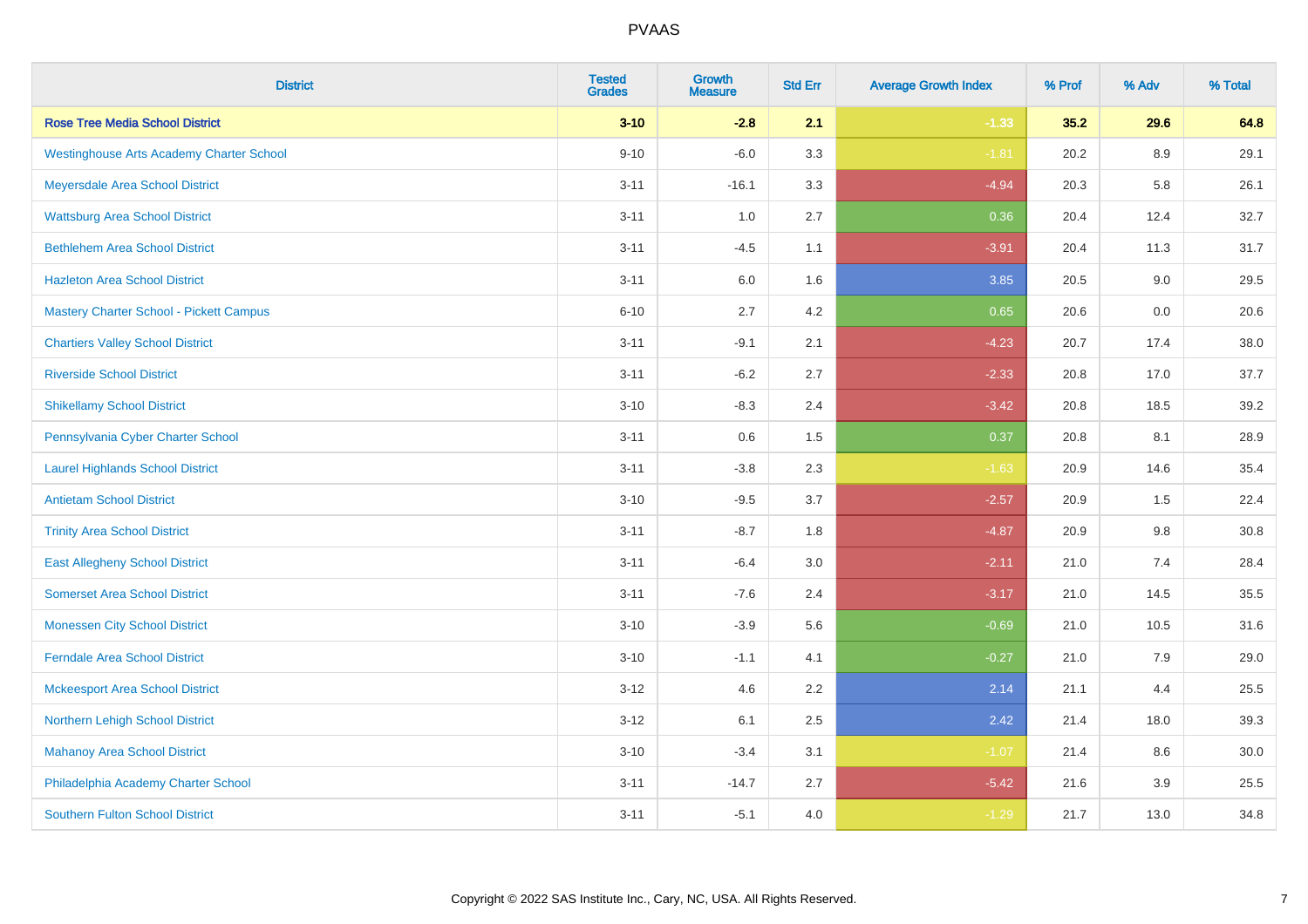# PVAAS

| District | Tested Grades | Growth Measure | Std Err | Average Growth Index | % Prof | % Adv | % Total |
|---|---|---|---|---|---|---|---|
| **Rose Tree Media School District** | **3-10** | **-2.8** | **2.1** | **-1.33** | **35.2** | **29.6** | **64.8** |
| Westinghouse Arts Academy Charter School | 9-10 | -6.0 | 3.3 | -1.81 | 20.2 | 8.9 | 29.1 |
| Meyersdale Area School District | 3-11 | -16.1 | 3.3 | -4.94 | 20.3 | 5.8 | 26.1 |
| Wattsburg Area School District | 3-11 | 1.0 | 2.7 | 0.36 | 20.4 | 12.4 | 32.7 |
| Bethlehem Area School District | 3-11 | -4.5 | 1.1 | -3.91 | 20.4 | 11.3 | 31.7 |
| Hazleton Area School District | 3-11 | 6.0 | 1.6 | 3.85 | 20.5 | 9.0 | 29.5 |
| Mastery Charter School - Pickett Campus | 6-10 | 2.7 | 4.2 | 0.65 | 20.6 | 0.0 | 20.6 |
| Chartiers Valley School District | 3-11 | -9.1 | 2.1 | -4.23 | 20.7 | 17.4 | 38.0 |
| Riverside School District | 3-11 | -6.2 | 2.7 | -2.33 | 20.8 | 17.0 | 37.7 |
| Shikellamy School District | 3-10 | -8.3 | 2.4 | -3.42 | 20.8 | 18.5 | 39.2 |
| Pennsylvania Cyber Charter School | 3-11 | 0.6 | 1.5 | 0.37 | 20.8 | 8.1 | 28.9 |
| Laurel Highlands School District | 3-11 | -3.8 | 2.3 | -1.63 | 20.9 | 14.6 | 35.4 |
| Antietam School District | 3-10 | -9.5 | 3.7 | -2.57 | 20.9 | 1.5 | 22.4 |
| Trinity Area School District | 3-11 | -8.7 | 1.8 | -4.87 | 20.9 | 9.8 | 30.8 |
| East Allegheny School District | 3-11 | -6.4 | 3.0 | -2.11 | 21.0 | 7.4 | 28.4 |
| Somerset Area School District | 3-11 | -7.6 | 2.4 | -3.17 | 21.0 | 14.5 | 35.5 |
| Monessen City School District | 3-10 | -3.9 | 5.6 | -0.69 | 21.0 | 10.5 | 31.6 |
| Ferndale Area School District | 3-10 | -1.1 | 4.1 | -0.27 | 21.0 | 7.9 | 29.0 |
| Mckeesport Area School District | 3-12 | 4.6 | 2.2 | 2.14 | 21.1 | 4.4 | 25.5 |
| Northern Lehigh School District | 3-12 | 6.1 | 2.5 | 2.42 | 21.4 | 18.0 | 39.3 |
| Mahanoy Area School District | 3-10 | -3.4 | 3.1 | -1.07 | 21.4 | 8.6 | 30.0 |
| Philadelphia Academy Charter School | 3-11 | -14.7 | 2.7 | -5.42 | 21.6 | 3.9 | 25.5 |
| Southern Fulton School District | 3-11 | -5.1 | 4.0 | -1.29 | 21.7 | 13.0 | 34.8 |

Copyright © 2022 SAS Institute Inc., Cary, NC, USA. All Rights Reserved.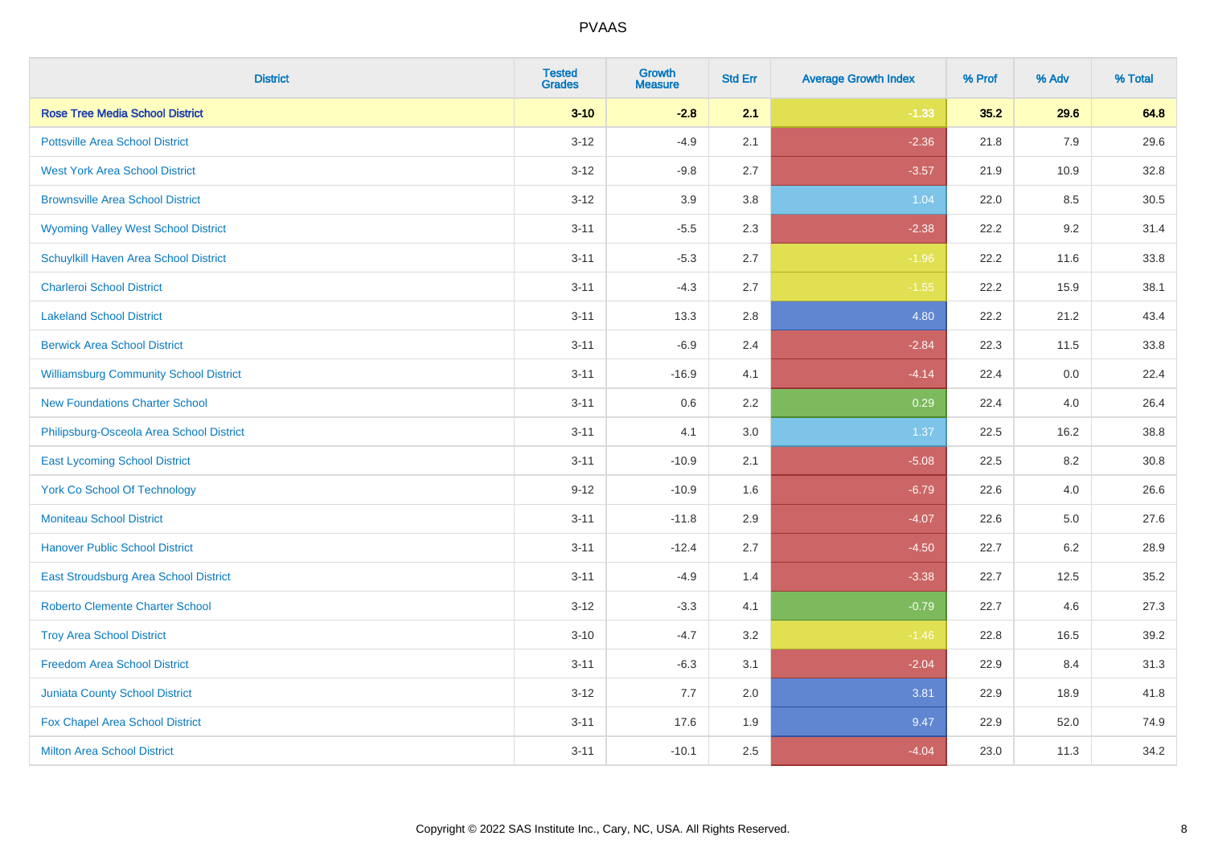# PVAAS

| District | Tested Grades | Growth Measure | Std Err | Average Growth Index | % Prof | % Adv | % Total |
|---|---|---|---|---|---|---|---|
| **Rose Tree Media School District** | **3-10** | **-2.8** | **2.1** | **-1.33** | **35.2** | **29.6** | **64.8** |
| Pottsville Area School District | 3-12 | -4.9 | 2.1 | -2.36 | 21.8 | 7.9 | 29.6 |
| West York Area School District | 3-12 | -9.8 | 2.7 | -3.57 | 21.9 | 10.9 | 32.8 |
| Brownsville Area School District | 3-12 | 3.9 | 3.8 | 1.04 | 22.0 | 8.5 | 30.5 |
| Wyoming Valley West School District | 3-11 | -5.5 | 2.3 | -2.38 | 22.2 | 9.2 | 31.4 |
| Schuylkill Haven Area School District | 3-11 | -5.3 | 2.7 | -1.96 | 22.2 | 11.6 | 33.8 |
| Charleroi School District | 3-11 | -4.3 | 2.7 | -1.55 | 22.2 | 15.9 | 38.1 |
| Lakeland School District | 3-11 | 13.3 | 2.8 | 4.80 | 22.2 | 21.2 | 43.4 |
| Berwick Area School District | 3-11 | -6.9 | 2.4 | -2.84 | 22.3 | 11.5 | 33.8 |
| Williamsburg Community School District | 3-11 | -16.9 | 4.1 | -4.14 | 22.4 | 0.0 | 22.4 |
| New Foundations Charter School | 3-11 | 0.6 | 2.2 | 0.29 | 22.4 | 4.0 | 26.4 |
| Philipsburg-Osceola Area School District | 3-11 | 4.1 | 3.0 | 1.37 | 22.5 | 16.2 | 38.8 |
| East Lycoming School District | 3-11 | -10.9 | 2.1 | -5.08 | 22.5 | 8.2 | 30.8 |
| York Co School Of Technology | 9-12 | -10.9 | 1.6 | -6.79 | 22.6 | 4.0 | 26.6 |
| Moniteau School District | 3-11 | -11.8 | 2.9 | -4.07 | 22.6 | 5.0 | 27.6 |
| Hanover Public School District | 3-11 | -12.4 | 2.7 | -4.50 | 22.7 | 6.2 | 28.9 |
| East Stroudsburg Area School District | 3-11 | -4.9 | 1.4 | -3.38 | 22.7 | 12.5 | 35.2 |
| Roberto Clemente Charter School | 3-12 | -3.3 | 4.1 | -0.79 | 22.7 | 4.6 | 27.3 |
| Troy Area School District | 3-10 | -4.7 | 3.2 | -1.46 | 22.8 | 16.5 | 39.2 |
| Freedom Area School District | 3-11 | -6.3 | 3.1 | -2.04 | 22.9 | 8.4 | 31.3 |
| Juniata County School District | 3-12 | 7.7 | 2.0 | 3.81 | 22.9 | 18.9 | 41.8 |
| Fox Chapel Area School District | 3-11 | 17.6 | 1.9 | 9.47 | 22.9 | 52.0 | 74.9 |
| Milton Area School District | 3-11 | -10.1 | 2.5 | -4.04 | 23.0 | 11.3 | 34.2 |

Copyright © 2022 SAS Institute Inc., Cary, NC, USA. All Rights Reserved.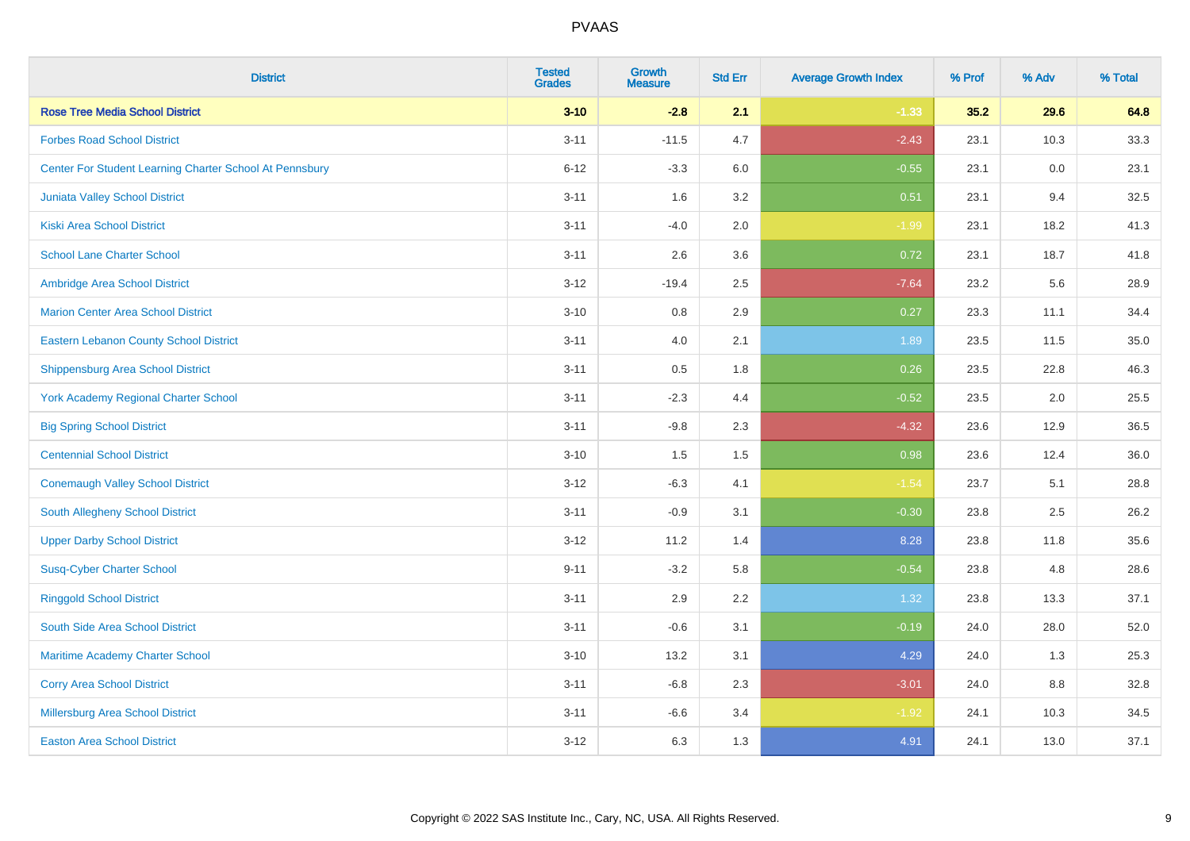| District | Tested Grades | Growth Measure | Std Err | Average Growth Index | % Prof | % Adv | % Total |
|---|---|---|---|---|---|---|---|
| **Rose Tree Media School District** | **3-10** | **-2.8** | **2.1** | **-1.33** | **35.2** | **29.6** | **64.8** |
| Forbes Road School District | 3-11 | -11.5 | 4.7 | -2.43 | 23.1 | 10.3 | 33.3 |
| Center For Student Learning Charter School At Pennsbury | 6-12 | -3.3 | 6.0 | -0.55 | 23.1 | 0.0 | 23.1 |
| Juniata Valley School District | 3-11 | 1.6 | 3.2 | 0.51 | 23.1 | 9.4 | 32.5 |
| Kiski Area School District | 3-11 | -4.0 | 2.0 | -1.99 | 23.1 | 18.2 | 41.3 |
| School Lane Charter School | 3-11 | 2.6 | 3.6 | 0.72 | 23.1 | 18.7 | 41.8 |
| Ambridge Area School District | 3-12 | -19.4 | 2.5 | -7.64 | 23.2 | 5.6 | 28.9 |
| Marion Center Area School District | 3-10 | 0.8 | 2.9 | 0.27 | 23.3 | 11.1 | 34.4 |
| Eastern Lebanon County School District | 3-11 | 4.0 | 2.1 | 1.89 | 23.5 | 11.5 | 35.0 |
| Shippensburg Area School District | 3-11 | 0.5 | 1.8 | 0.26 | 23.5 | 22.8 | 46.3 |
| York Academy Regional Charter School | 3-11 | -2.3 | 4.4 | -0.52 | 23.5 | 2.0 | 25.5 |
| Big Spring School District | 3-11 | -9.8 | 2.3 | -4.32 | 23.6 | 12.9 | 36.5 |
| Centennial School District | 3-10 | 1.5 | 1.5 | 0.98 | 23.6 | 12.4 | 36.0 |
| Conemaugh Valley School District | 3-12 | -6.3 | 4.1 | -1.54 | 23.7 | 5.1 | 28.8 |
| South Allegheny School District | 3-11 | -0.9 | 3.1 | -0.30 | 23.8 | 2.5 | 26.2 |
| Upper Darby School District | 3-12 | 11.2 | 1.4 | 8.28 | 23.8 | 11.8 | 35.6 |
| Susq-Cyber Charter School | 9-11 | -3.2 | 5.8 | -0.54 | 23.8 | 4.8 | 28.6 |
| Ringgold School District | 3-11 | 2.9 | 2.2 | 1.32 | 23.8 | 13.3 | 37.1 |
| South Side Area School District | 3-11 | -0.6 | 3.1 | -0.19 | 24.0 | 28.0 | 52.0 |
| Maritime Academy Charter School | 3-10 | 13.2 | 3.1 | 4.29 | 24.0 | 1.3 | 25.3 |
| Corry Area School District | 3-11 | -6.8 | 2.3 | -3.01 | 24.0 | 8.8 | 32.8 |
| Millersburg Area School District | 3-11 | -6.6 | 3.4 | -1.92 | 24.1 | 10.3 | 34.5 |
| Easton Area School District | 3-12 | 6.3 | 1.3 | 4.91 | 24.1 | 13.0 | 37.1 |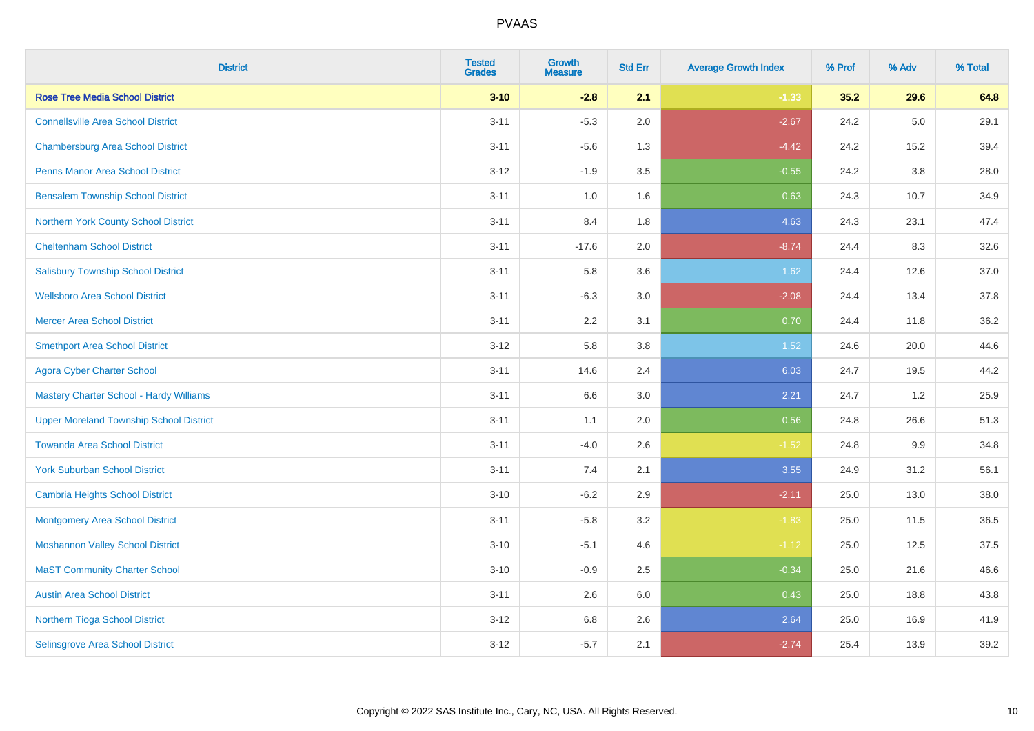| District | Tested Grades | Growth Measure | Std Err | Average Growth Index | % Prof | % Adv | % Total |
|---|---|---|---|---|---|---|---|
| **Rose Tree Media School District** | **3-10** | **-2.8** | **2.1** | **-1.33** | **35.2** | **29.6** | **64.8** |
| Connellsville Area School District | 3-11 | -5.3 | 2.0 | -2.67 | 24.2 | 5.0 | 29.1 |
| Chambersburg Area School District | 3-11 | -5.6 | 1.3 | -4.42 | 24.2 | 15.2 | 39.4 |
| Penns Manor Area School District | 3-12 | -1.9 | 3.5 | -0.55 | 24.2 | 3.8 | 28.0 |
| Bensalem Township School District | 3-11 | 1.0 | 1.6 | 0.63 | 24.3 | 10.7 | 34.9 |
| Northern York County School District | 3-11 | 8.4 | 1.8 | 4.63 | 24.3 | 23.1 | 47.4 |
| Cheltenham School District | 3-11 | -17.6 | 2.0 | -8.74 | 24.4 | 8.3 | 32.6 |
| Salisbury Township School District | 3-11 | 5.8 | 3.6 | 1.62 | 24.4 | 12.6 | 37.0 |
| Wellsboro Area School District | 3-11 | -6.3 | 3.0 | -2.08 | 24.4 | 13.4 | 37.8 |
| Mercer Area School District | 3-11 | 2.2 | 3.1 | 0.70 | 24.4 | 11.8 | 36.2 |
| Smethport Area School District | 3-12 | 5.8 | 3.8 | 1.52 | 24.6 | 20.0 | 44.6 |
| Agora Cyber Charter School | 3-11 | 14.6 | 2.4 | 6.03 | 24.7 | 19.5 | 44.2 |
| Mastery Charter School - Hardy Williams | 3-11 | 6.6 | 3.0 | 2.21 | 24.7 | 1.2 | 25.9 |
| Upper Moreland Township School District | 3-11 | 1.1 | 2.0 | 0.56 | 24.8 | 26.6 | 51.3 |
| Towanda Area School District | 3-11 | -4.0 | 2.6 | -1.52 | 24.8 | 9.9 | 34.8 |
| York Suburban School District | 3-11 | 7.4 | 2.1 | 3.55 | 24.9 | 31.2 | 56.1 |
| Cambria Heights School District | 3-10 | -6.2 | 2.9 | -2.11 | 25.0 | 13.0 | 38.0 |
| Montgomery Area School District | 3-11 | -5.8 | 3.2 | -1.83 | 25.0 | 11.5 | 36.5 |
| Moshannon Valley School District | 3-10 | -5.1 | 4.6 | -1.12 | 25.0 | 12.5 | 37.5 |
| MaST Community Charter School | 3-10 | -0.9 | 2.5 | -0.34 | 25.0 | 21.6 | 46.6 |
| Austin Area School District | 3-11 | 2.6 | 6.0 | 0.43 | 25.0 | 18.8 | 43.8 |
| Northern Tioga School District | 3-12 | 6.8 | 2.6 | 2.64 | 25.0 | 16.9 | 41.9 |
| Selinsgrove Area School District | 3-12 | -5.7 | 2.1 | -2.74 | 25.4 | 13.9 | 39.2 |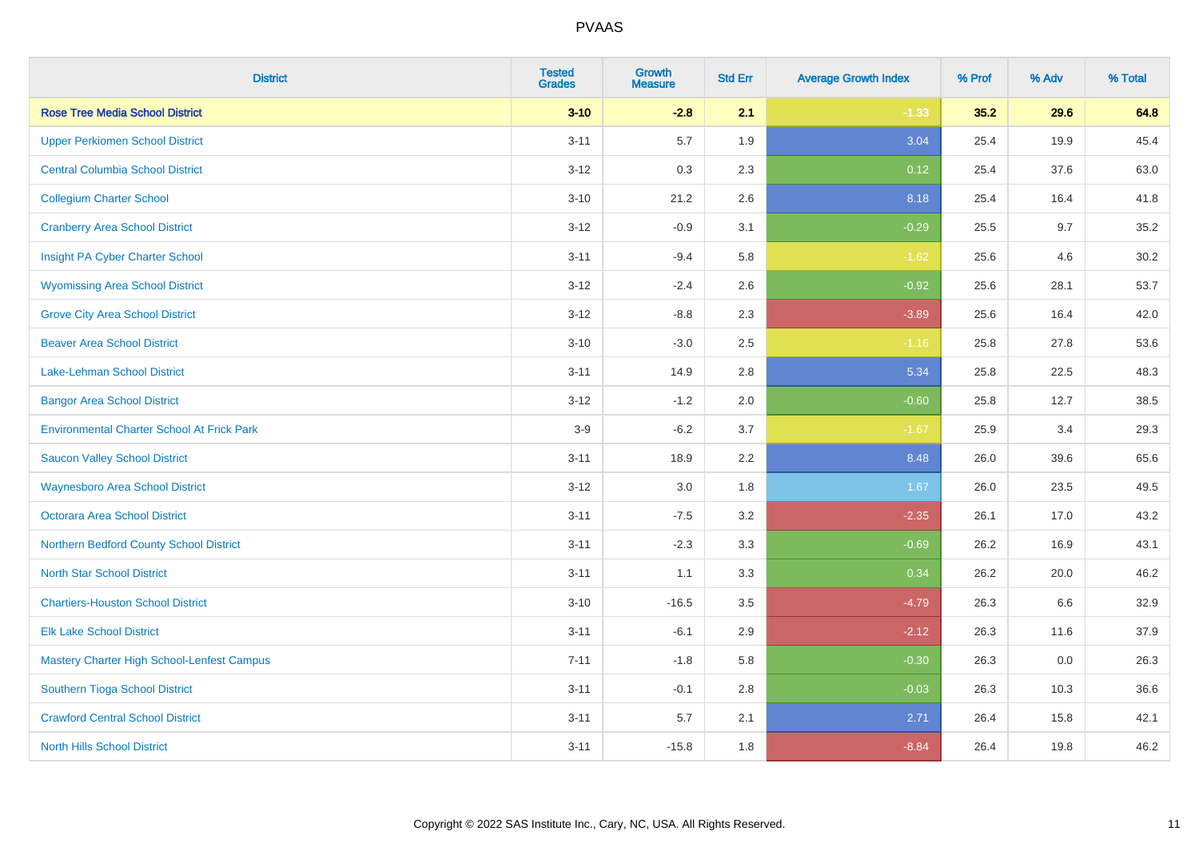# PVAAS

| District | Tested Grades | Growth Measure | Std Err | Average Growth Index | % Prof | % Adv | % Total |
|---|---|---|---|---|---|---|---|
| **Rose Tree Media School District** | **3-10** | **-2.8** | **2.1** | **-1.33** | **35.2** | **29.6** | **64.8** |
| Upper Perkiomen School District | 3-11 | 5.7 | 1.9 | 3.04 | 25.4 | 19.9 | 45.4 |
| Central Columbia School District | 3-12 | 0.3 | 2.3 | 0.12 | 25.4 | 37.6 | 63.0 |
| Collegium Charter School | 3-10 | 21.2 | 2.6 | 8.18 | 25.4 | 16.4 | 41.8 |
| Cranberry Area School District | 3-12 | -0.9 | 3.1 | -0.29 | 25.5 | 9.7 | 35.2 |
| Insight PA Cyber Charter School | 3-11 | -9.4 | 5.8 | -1.62 | 25.6 | 4.6 | 30.2 |
| Wyomissing Area School District | 3-12 | -2.4 | 2.6 | -0.92 | 25.6 | 28.1 | 53.7 |
| Grove City Area School District | 3-12 | -8.8 | 2.3 | -3.89 | 25.6 | 16.4 | 42.0 |
| Beaver Area School District | 3-10 | -3.0 | 2.5 | -1.16 | 25.8 | 27.8 | 53.6 |
| Lake-Lehman School District | 3-11 | 14.9 | 2.8 | 5.34 | 25.8 | 22.5 | 48.3 |
| Bangor Area School District | 3-12 | -1.2 | 2.0 | -0.60 | 25.8 | 12.7 | 38.5 |
| Environmental Charter School At Frick Park | 3-9 | -6.2 | 3.7 | -1.67 | 25.9 | 3.4 | 29.3 |
| Saucon Valley School District | 3-11 | 18.9 | 2.2 | 8.48 | 26.0 | 39.6 | 65.6 |
| Waynesboro Area School District | 3-12 | 3.0 | 1.8 | 1.67 | 26.0 | 23.5 | 49.5 |
| Octorara Area School District | 3-11 | -7.5 | 3.2 | -2.35 | 26.1 | 17.0 | 43.2 |
| Northern Bedford County School District | 3-11 | -2.3 | 3.3 | -0.69 | 26.2 | 16.9 | 43.1 |
| North Star School District | 3-11 | 1.1 | 3.3 | 0.34 | 26.2 | 20.0 | 46.2 |
| Chartiers-Houston School District | 3-10 | -16.5 | 3.5 | -4.79 | 26.3 | 6.6 | 32.9 |
| Elk Lake School District | 3-11 | -6.1 | 2.9 | -2.12 | 26.3 | 11.6 | 37.9 |
| Mastery Charter High School-Lenfest Campus | 7-11 | -1.8 | 5.8 | -0.30 | 26.3 | 0.0 | 26.3 |
| Southern Tioga School District | 3-11 | -0.1 | 2.8 | -0.03 | 26.3 | 10.3 | 36.6 |
| Crawford Central School District | 3-11 | 5.7 | 2.1 | 2.71 | 26.4 | 15.8 | 42.1 |
| North Hills School District | 3-11 | -15.8 | 1.8 | -8.84 | 26.4 | 19.8 | 46.2 |

Copyright © 2022 SAS Institute Inc., Cary, NC, USA. All Rights Reserved.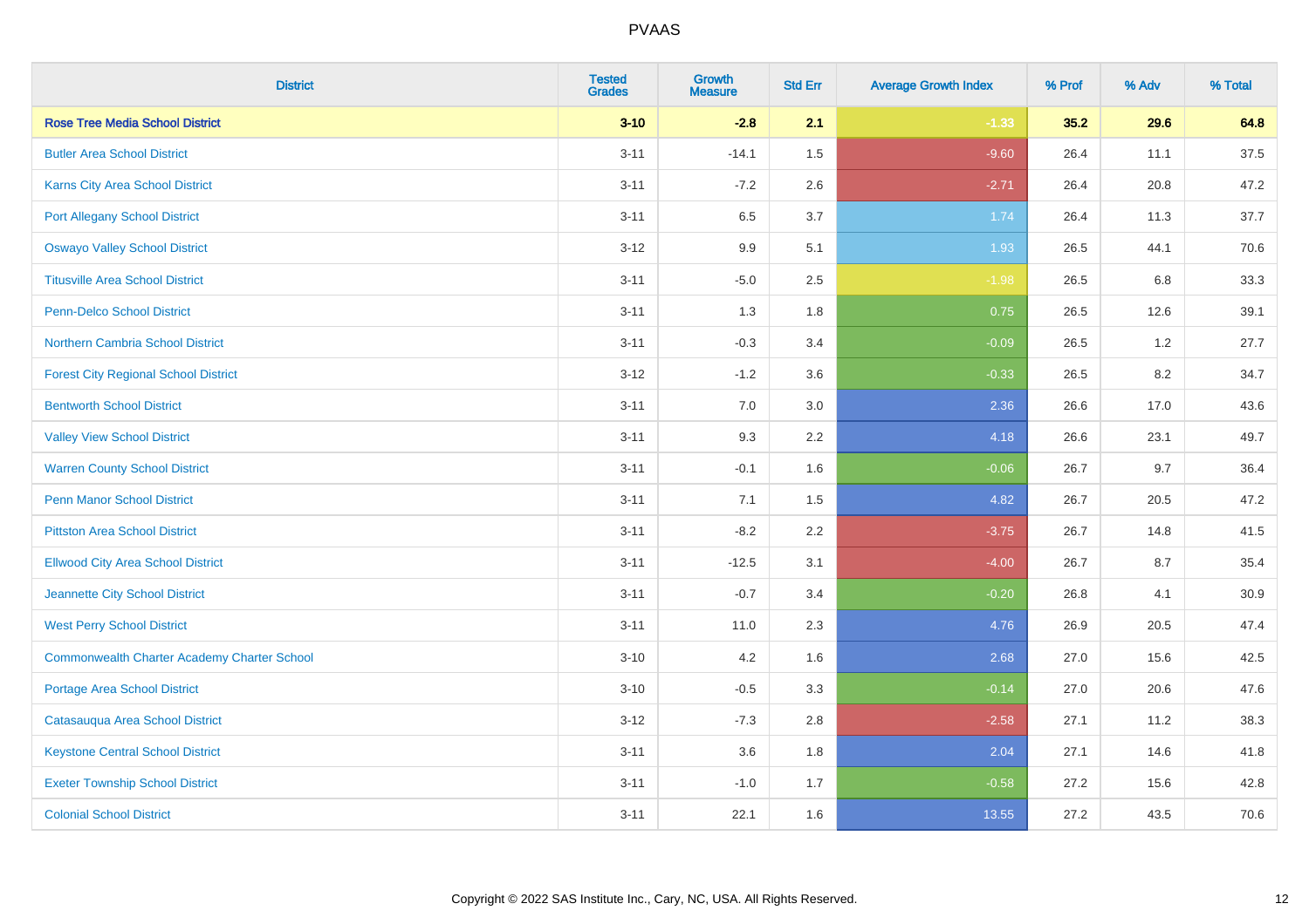# PVAAS

| District | Tested Grades | Growth Measure | Std Err | Average Growth Index | % Prof | % Adv | % Total |
|---|---|---|---|---|---|---|---|
| **Rose Tree Media School District** | **3-10** | **-2.8** | **2.1** | **-1.33** | **35.2** | **29.6** | **64.8** |
| Butler Area School District | 3-11 | -14.1 | 1.5 | -9.60 | 26.4 | 11.1 | 37.5 |
| Karns City Area School District | 3-11 | -7.2 | 2.6 | -2.71 | 26.4 | 20.8 | 47.2 |
| Port Allegany School District | 3-11 | 6.5 | 3.7 | 1.74 | 26.4 | 11.3 | 37.7 |
| Oswayo Valley School District | 3-12 | 9.9 | 5.1 | 1.93 | 26.5 | 44.1 | 70.6 |
| Titusville Area School District | 3-11 | -5.0 | 2.5 | -1.98 | 26.5 | 6.8 | 33.3 |
| Penn-Delco School District | 3-11 | 1.3 | 1.8 | 0.75 | 26.5 | 12.6 | 39.1 |
| Northern Cambria School District | 3-11 | -0.3 | 3.4 | -0.09 | 26.5 | 1.2 | 27.7 |
| Forest City Regional School District | 3-12 | -1.2 | 3.6 | -0.33 | 26.5 | 8.2 | 34.7 |
| Bentworth School District | 3-11 | 7.0 | 3.0 | 2.36 | 26.6 | 17.0 | 43.6 |
| Valley View School District | 3-11 | 9.3 | 2.2 | 4.18 | 26.6 | 23.1 | 49.7 |
| Warren County School District | 3-11 | -0.1 | 1.6 | -0.06 | 26.7 | 9.7 | 36.4 |
| Penn Manor School District | 3-11 | 7.1 | 1.5 | 4.82 | 26.7 | 20.5 | 47.2 |
| Pittston Area School District | 3-11 | -8.2 | 2.2 | -3.75 | 26.7 | 14.8 | 41.5 |
| Ellwood City Area School District | 3-11 | -12.5 | 3.1 | -4.00 | 26.7 | 8.7 | 35.4 |
| Jeannette City School District | 3-11 | -0.7 | 3.4 | -0.20 | 26.8 | 4.1 | 30.9 |
| West Perry School District | 3-11 | 11.0 | 2.3 | 4.76 | 26.9 | 20.5 | 47.4 |
| Commonwealth Charter Academy Charter School | 3-10 | 4.2 | 1.6 | 2.68 | 27.0 | 15.6 | 42.5 |
| Portage Area School District | 3-10 | -0.5 | 3.3 | -0.14 | 27.0 | 20.6 | 47.6 |
| Catasauqua Area School District | 3-12 | -7.3 | 2.8 | -2.58 | 27.1 | 11.2 | 38.3 |
| Keystone Central School District | 3-11 | 3.6 | 1.8 | 2.04 | 27.1 | 14.6 | 41.8 |
| Exeter Township School District | 3-11 | -1.0 | 1.7 | -0.58 | 27.2 | 15.6 | 42.8 |
| Colonial School District | 3-11 | 22.1 | 1.6 | 13.55 | 27.2 | 43.5 | 70.6 |

Copyright © 2022 SAS Institute Inc., Cary, NC, USA. All Rights Reserved.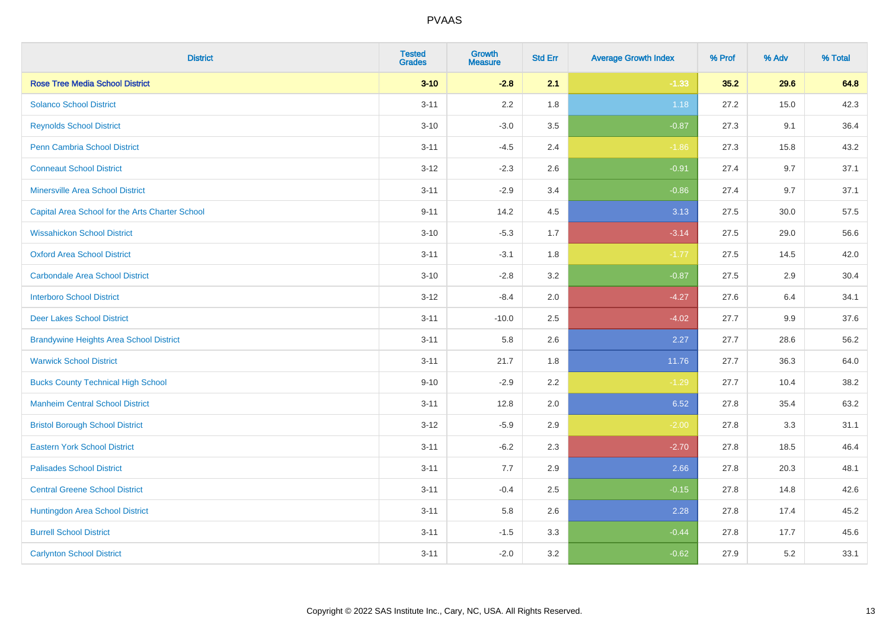# PVAAS

| District | Tested Grades | Growth Measure | Std Err | Average Growth Index | % Prof | % Adv | % Total |
|---|---|---|---|---|---|---|---|
| **Rose Tree Media School District** | **3-10** | **-2.8** | **2.1** | **-1.33** | **35.2** | **29.6** | **64.8** |
| Solanco School District | 3-11 | 2.2 | 1.8 | 1.18 | 27.2 | 15.0 | 42.3 |
| Reynolds School District | 3-10 | -3.0 | 3.5 | -0.87 | 27.3 | 9.1 | 36.4 |
| Penn Cambria School District | 3-11 | -4.5 | 2.4 | -1.86 | 27.3 | 15.8 | 43.2 |
| Conneaut School District | 3-12 | -2.3 | 2.6 | -0.91 | 27.4 | 9.7 | 37.1 |
| Minersville Area School District | 3-11 | -2.9 | 3.4 | -0.86 | 27.4 | 9.7 | 37.1 |
| Capital Area School for the Arts Charter School | 9-11 | 14.2 | 4.5 | 3.13 | 27.5 | 30.0 | 57.5 |
| Wissahickon School District | 3-10 | -5.3 | 1.7 | -3.14 | 27.5 | 29.0 | 56.6 |
| Oxford Area School District | 3-11 | -3.1 | 1.8 | -1.77 | 27.5 | 14.5 | 42.0 |
| Carbondale Area School District | 3-10 | -2.8 | 3.2 | -0.87 | 27.5 | 2.9 | 30.4 |
| Interboro School District | 3-12 | -8.4 | 2.0 | -4.27 | 27.6 | 6.4 | 34.1 |
| Deer Lakes School District | 3-11 | -10.0 | 2.5 | -4.02 | 27.7 | 9.9 | 37.6 |
| Brandywine Heights Area School District | 3-11 | 5.8 | 2.6 | 2.27 | 27.7 | 28.6 | 56.2 |
| Warwick School District | 3-11 | 21.7 | 1.8 | 11.76 | 27.7 | 36.3 | 64.0 |
| Bucks County Technical High School | 9-10 | -2.9 | 2.2 | -1.29 | 27.7 | 10.4 | 38.2 |
| Manheim Central School District | 3-11 | 12.8 | 2.0 | 6.52 | 27.8 | 35.4 | 63.2 |
| Bristol Borough School District | 3-12 | -5.9 | 2.9 | -2.00 | 27.8 | 3.3 | 31.1 |
| Eastern York School District | 3-11 | -6.2 | 2.3 | -2.70 | 27.8 | 18.5 | 46.4 |
| Palisades School District | 3-11 | 7.7 | 2.9 | 2.66 | 27.8 | 20.3 | 48.1 |
| Central Greene School District | 3-11 | -0.4 | 2.5 | -0.15 | 27.8 | 14.8 | 42.6 |
| Huntingdon Area School District | 3-11 | 5.8 | 2.6 | 2.28 | 27.8 | 17.4 | 45.2 |
| Burrell School District | 3-11 | -1.5 | 3.3 | -0.44 | 27.8 | 17.7 | 45.6 |
| Carlynton School District | 3-11 | -2.0 | 3.2 | -0.62 | 27.9 | 5.2 | 33.1 |

Copyright © 2022 SAS Institute Inc., Cary, NC, USA. All Rights Reserved.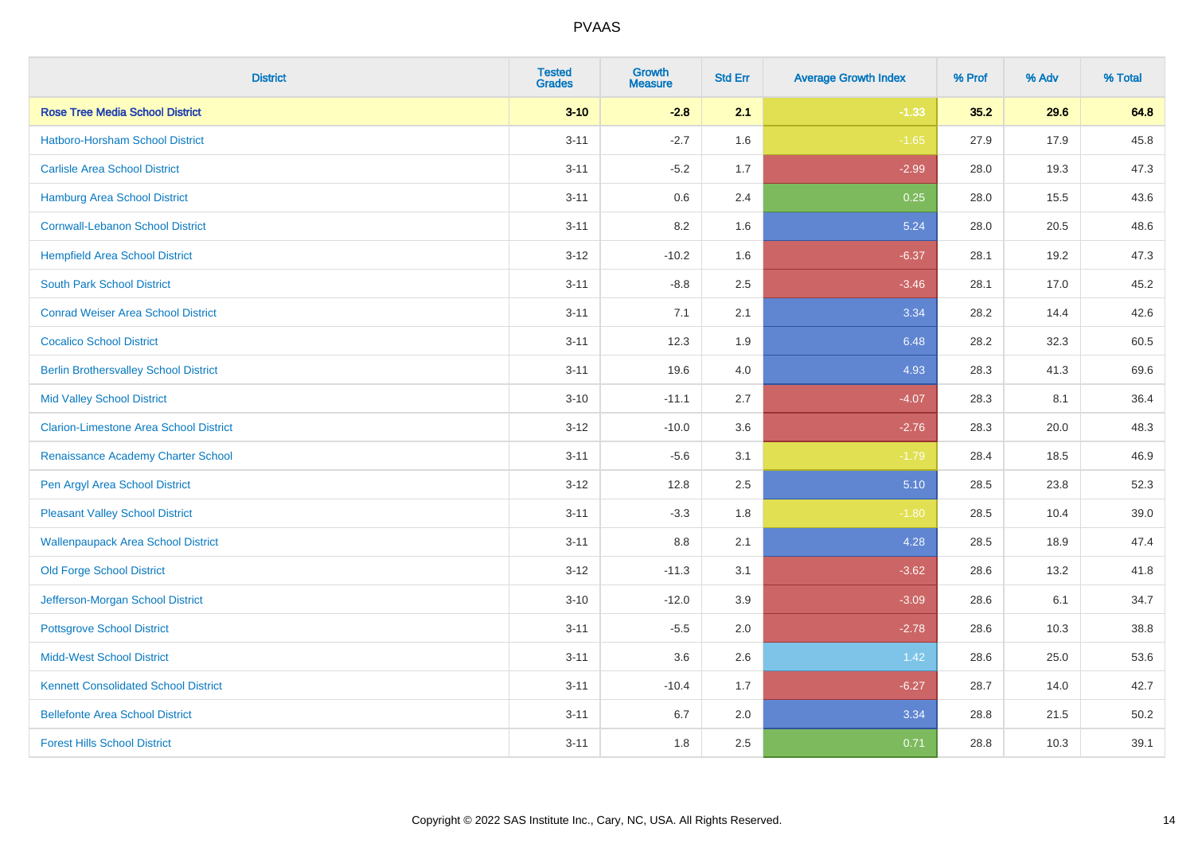# PVAAS

| District | Tested Grades | Growth Measure | Std Err | Average Growth Index | % Prof | % Adv | % Total |
|---|---|---|---|---|---|---|---|
| **Rose Tree Media School District** | **3-10** | **-2.8** | **2.1** | **-1.33** | **35.2** | **29.6** | **64.8** |
| Hatboro-Horsham School District | 3-11 | -2.7 | 1.6 | -1.65 | 27.9 | 17.9 | 45.8 |
| Carlisle Area School District | 3-11 | -5.2 | 1.7 | -2.99 | 28.0 | 19.3 | 47.3 |
| Hamburg Area School District | 3-11 | 0.6 | 2.4 | 0.25 | 28.0 | 15.5 | 43.6 |
| Cornwall-Lebanon School District | 3-11 | 8.2 | 1.6 | 5.24 | 28.0 | 20.5 | 48.6 |
| Hempfield Area School District | 3-12 | -10.2 | 1.6 | -6.37 | 28.1 | 19.2 | 47.3 |
| South Park School District | 3-11 | -8.8 | 2.5 | -3.46 | 28.1 | 17.0 | 45.2 |
| Conrad Weiser Area School District | 3-11 | 7.1 | 2.1 | 3.34 | 28.2 | 14.4 | 42.6 |
| Cocalico School District | 3-11 | 12.3 | 1.9 | 6.48 | 28.2 | 32.3 | 60.5 |
| Berlin Brothersvalley School District | 3-11 | 19.6 | 4.0 | 4.93 | 28.3 | 41.3 | 69.6 |
| Mid Valley School District | 3-10 | -11.1 | 2.7 | -4.07 | 28.3 | 8.1 | 36.4 |
| Clarion-Limestone Area School District | 3-12 | -10.0 | 3.6 | -2.76 | 28.3 | 20.0 | 48.3 |
| Renaissance Academy Charter School | 3-11 | -5.6 | 3.1 | -1.79 | 28.4 | 18.5 | 46.9 |
| Pen Argyl Area School District | 3-12 | 12.8 | 2.5 | 5.10 | 28.5 | 23.8 | 52.3 |
| Pleasant Valley School District | 3-11 | -3.3 | 1.8 | -1.80 | 28.5 | 10.4 | 39.0 |
| Wallenpaupack Area School District | 3-11 | 8.8 | 2.1 | 4.28 | 28.5 | 18.9 | 47.4 |
| Old Forge School District | 3-12 | -11.3 | 3.1 | -3.62 | 28.6 | 13.2 | 41.8 |
| Jefferson-Morgan School District | 3-10 | -12.0 | 3.9 | -3.09 | 28.6 | 6.1 | 34.7 |
| Pottsgrove School District | 3-11 | -5.5 | 2.0 | -2.78 | 28.6 | 10.3 | 38.8 |
| Midd-West School District | 3-11 | 3.6 | 2.6 | 1.42 | 28.6 | 25.0 | 53.6 |
| Kennett Consolidated School District | 3-11 | -10.4 | 1.7 | -6.27 | 28.7 | 14.0 | 42.7 |
| Bellefonte Area School District | 3-11 | 6.7 | 2.0 | 3.34 | 28.8 | 21.5 | 50.2 |
| Forest Hills School District | 3-11 | 1.8 | 2.5 | 0.71 | 28.8 | 10.3 | 39.1 |

Copyright © 2022 SAS Institute Inc., Cary, NC, USA. All Rights Reserved.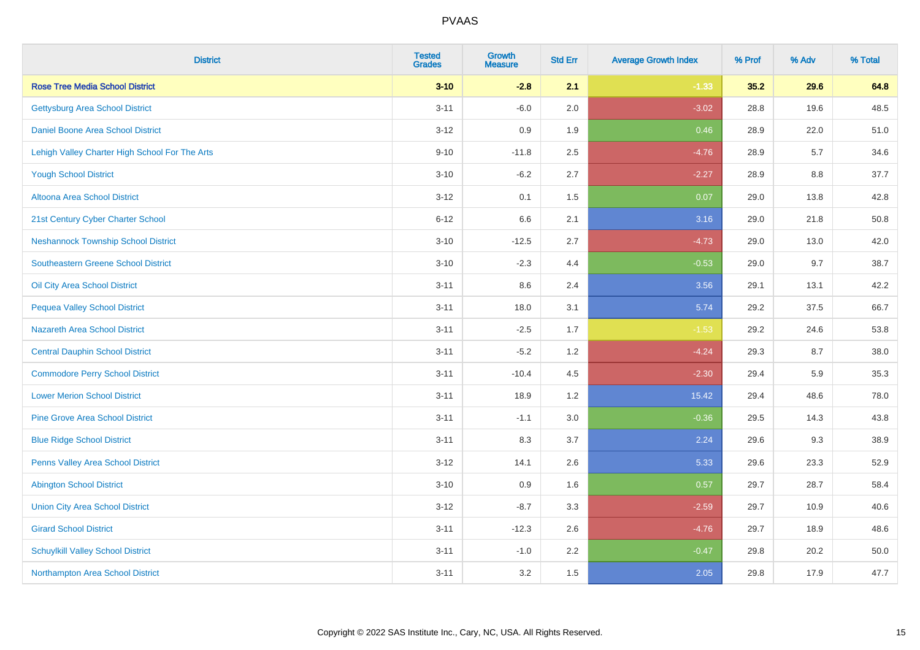| District | Tested Grades | Growth Measure | Std Err | Average Growth Index | % Prof | % Adv | % Total |
|---|---|---|---|---|---|---|---|
| **Rose Tree Media School District** | **3-10** | **-2.8** | **2.1** | **-1.33** | **35.2** | **29.6** | **64.8** |
| Gettysburg Area School District | 3-11 | -6.0 | 2.0 | -3.02 | 28.8 | 19.6 | 48.5 |
| Daniel Boone Area School District | 3-12 | 0.9 | 1.9 | 0.46 | 28.9 | 22.0 | 51.0 |
| Lehigh Valley Charter High School For The Arts | 9-10 | -11.8 | 2.5 | -4.76 | 28.9 | 5.7 | 34.6 |
| Yough School District | 3-10 | -6.2 | 2.7 | -2.27 | 28.9 | 8.8 | 37.7 |
| Altoona Area School District | 3-12 | 0.1 | 1.5 | 0.07 | 29.0 | 13.8 | 42.8 |
| 21st Century Cyber Charter School | 6-12 | 6.6 | 2.1 | 3.16 | 29.0 | 21.8 | 50.8 |
| Neshannock Township School District | 3-10 | -12.5 | 2.7 | -4.73 | 29.0 | 13.0 | 42.0 |
| Southeastern Greene School District | 3-10 | -2.3 | 4.4 | -0.53 | 29.0 | 9.7 | 38.7 |
| Oil City Area School District | 3-11 | 8.6 | 2.4 | 3.56 | 29.1 | 13.1 | 42.2 |
| Pequea Valley School District | 3-11 | 18.0 | 3.1 | 5.74 | 29.2 | 37.5 | 66.7 |
| Nazareth Area School District | 3-11 | -2.5 | 1.7 | -1.53 | 29.2 | 24.6 | 53.8 |
| Central Dauphin School District | 3-11 | -5.2 | 1.2 | -4.24 | 29.3 | 8.7 | 38.0 |
| Commodore Perry School District | 3-11 | -10.4 | 4.5 | -2.30 | 29.4 | 5.9 | 35.3 |
| Lower Merion School District | 3-11 | 18.9 | 1.2 | 15.42 | 29.4 | 48.6 | 78.0 |
| Pine Grove Area School District | 3-11 | -1.1 | 3.0 | -0.36 | 29.5 | 14.3 | 43.8 |
| Blue Ridge School District | 3-11 | 8.3 | 3.7 | 2.24 | 29.6 | 9.3 | 38.9 |
| Penns Valley Area School District | 3-12 | 14.1 | 2.6 | 5.33 | 29.6 | 23.3 | 52.9 |
| Abington School District | 3-10 | 0.9 | 1.6 | 0.57 | 29.7 | 28.7 | 58.4 |
| Union City Area School District | 3-12 | -8.7 | 3.3 | -2.59 | 29.7 | 10.9 | 40.6 |
| Girard School District | 3-11 | -12.3 | 2.6 | -4.76 | 29.7 | 18.9 | 48.6 |
| Schuylkill Valley School District | 3-11 | -1.0 | 2.2 | -0.47 | 29.8 | 20.2 | 50.0 |
| Northampton Area School District | 3-11 | 3.2 | 1.5 | 2.05 | 29.8 | 17.9 | 47.7 |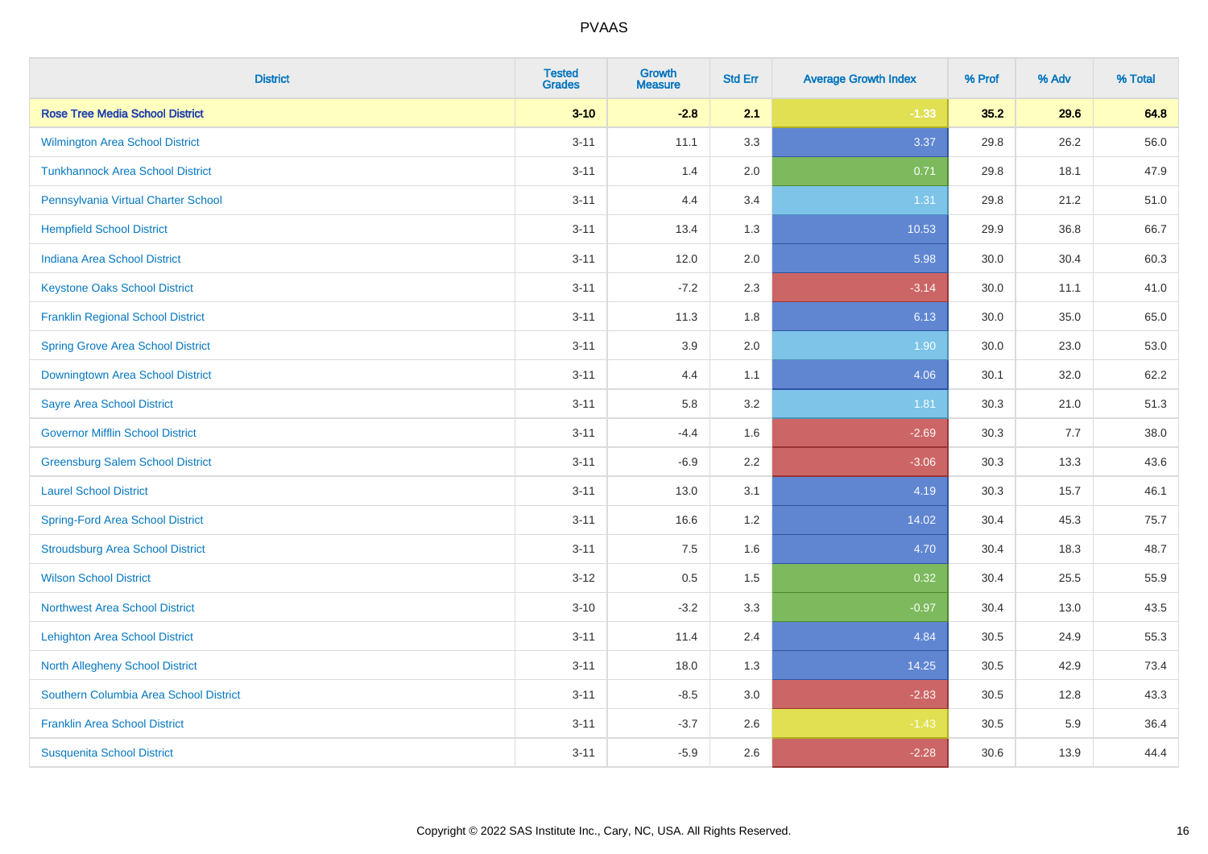| District | Tested Grades | Growth Measure | Std Err | Average Growth Index | % Prof | % Adv | % Total |
|---|---|---|---|---|---|---|---|
| **Rose Tree Media School District** | **3-10** | **-2.8** | **2.1** | **-1.33** | **35.2** | **29.6** | **64.8** |
| Wilmington Area School District | 3-11 | 11.1 | 3.3 | 3.37 | 29.8 | 26.2 | 56.0 |
| Tunkhannock Area School District | 3-11 | 1.4 | 2.0 | 0.71 | 29.8 | 18.1 | 47.9 |
| Pennsylvania Virtual Charter School | 3-11 | 4.4 | 3.4 | 1.31 | 29.8 | 21.2 | 51.0 |
| Hempfield School District | 3-11 | 13.4 | 1.3 | 10.53 | 29.9 | 36.8 | 66.7 |
| Indiana Area School District | 3-11 | 12.0 | 2.0 | 5.98 | 30.0 | 30.4 | 60.3 |
| Keystone Oaks School District | 3-11 | -7.2 | 2.3 | -3.14 | 30.0 | 11.1 | 41.0 |
| Franklin Regional School District | 3-11 | 11.3 | 1.8 | 6.13 | 30.0 | 35.0 | 65.0 |
| Spring Grove Area School District | 3-11 | 3.9 | 2.0 | 1.90 | 30.0 | 23.0 | 53.0 |
| Downingtown Area School District | 3-11 | 4.4 | 1.1 | 4.06 | 30.1 | 32.0 | 62.2 |
| Sayre Area School District | 3-11 | 5.8 | 3.2 | 1.81 | 30.3 | 21.0 | 51.3 |
| Governor Mifflin School District | 3-11 | -4.4 | 1.6 | -2.69 | 30.3 | 7.7 | 38.0 |
| Greensburg Salem School District | 3-11 | -6.9 | 2.2 | -3.06 | 30.3 | 13.3 | 43.6 |
| Laurel School District | 3-11 | 13.0 | 3.1 | 4.19 | 30.3 | 15.7 | 46.1 |
| Spring-Ford Area School District | 3-11 | 16.6 | 1.2 | 14.02 | 30.4 | 45.3 | 75.7 |
| Stroudsburg Area School District | 3-11 | 7.5 | 1.6 | 4.70 | 30.4 | 18.3 | 48.7 |
| Wilson School District | 3-12 | 0.5 | 1.5 | 0.32 | 30.4 | 25.5 | 55.9 |
| Northwest Area School District | 3-10 | -3.2 | 3.3 | -0.97 | 30.4 | 13.0 | 43.5 |
| Lehighton Area School District | 3-11 | 11.4 | 2.4 | 4.84 | 30.5 | 24.9 | 55.3 |
| North Allegheny School District | 3-11 | 18.0 | 1.3 | 14.25 | 30.5 | 42.9 | 73.4 |
| Southern Columbia Area School District | 3-11 | -8.5 | 3.0 | -2.83 | 30.5 | 12.8 | 43.3 |
| Franklin Area School District | 3-11 | -3.7 | 2.6 | -1.43 | 30.5 | 5.9 | 36.4 |
| Susquenita School District | 3-11 | -5.9 | 2.6 | -2.28 | 30.6 | 13.9 | 44.4 |

Copyright © 2022 SAS Institute Inc., Cary, NC, USA. All Rights Reserved.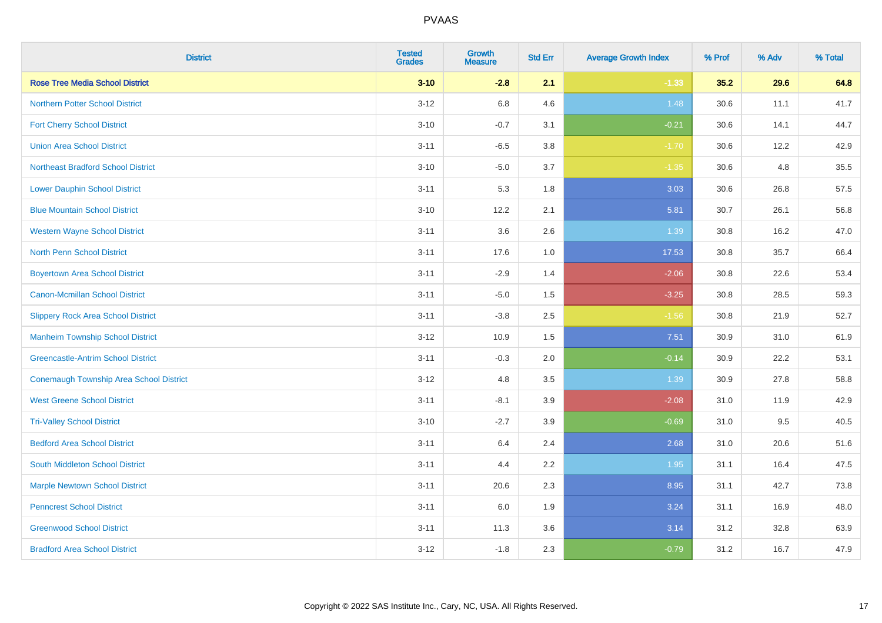PVAAS

| District | Tested Grades | Growth Measure | Std Err | Average Growth Index | % Prof | % Adv | % Total |
|---|---|---|---|---|---|---|---|
| **Rose Tree Media School District** | **3-10** | **-2.8** | **2.1** | **-1.33** | **35.2** | **29.6** | **64.8** |
| Northern Potter School District | 3-12 | 6.8 | 4.6 | 1.48 | 30.6 | 11.1 | 41.7 |
| Fort Cherry School District | 3-10 | -0.7 | 3.1 | -0.21 | 30.6 | 14.1 | 44.7 |
| Union Area School District | 3-11 | -6.5 | 3.8 | -1.70 | 30.6 | 12.2 | 42.9 |
| Northeast Bradford School District | 3-10 | -5.0 | 3.7 | -1.35 | 30.6 | 4.8 | 35.5 |
| Lower Dauphin School District | 3-11 | 5.3 | 1.8 | 3.03 | 30.6 | 26.8 | 57.5 |
| Blue Mountain School District | 3-10 | 12.2 | 2.1 | 5.81 | 30.7 | 26.1 | 56.8 |
| Western Wayne School District | 3-11 | 3.6 | 2.6 | 1.39 | 30.8 | 16.2 | 47.0 |
| North Penn School District | 3-11 | 17.6 | 1.0 | 17.53 | 30.8 | 35.7 | 66.4 |
| Boyertown Area School District | 3-11 | -2.9 | 1.4 | -2.06 | 30.8 | 22.6 | 53.4 |
| Canon-Mcmillan School District | 3-11 | -5.0 | 1.5 | -3.25 | 30.8 | 28.5 | 59.3 |
| Slippery Rock Area School District | 3-11 | -3.8 | 2.5 | -1.56 | 30.8 | 21.9 | 52.7 |
| Manheim Township School District | 3-12 | 10.9 | 1.5 | 7.51 | 30.9 | 31.0 | 61.9 |
| Greencastle-Antrim School District | 3-11 | -0.3 | 2.0 | -0.14 | 30.9 | 22.2 | 53.1 |
| Conemaugh Township Area School District | 3-12 | 4.8 | 3.5 | 1.39 | 30.9 | 27.8 | 58.8 |
| West Greene School District | 3-11 | -8.1 | 3.9 | -2.08 | 31.0 | 11.9 | 42.9 |
| Tri-Valley School District | 3-10 | -2.7 | 3.9 | -0.69 | 31.0 | 9.5 | 40.5 |
| Bedford Area School District | 3-11 | 6.4 | 2.4 | 2.68 | 31.0 | 20.6 | 51.6 |
| South Middleton School District | 3-11 | 4.4 | 2.2 | 1.95 | 31.1 | 16.4 | 47.5 |
| Marple Newtown School District | 3-11 | 20.6 | 2.3 | 8.95 | 31.1 | 42.7 | 73.8 |
| Penncrest School District | 3-11 | 6.0 | 1.9 | 3.24 | 31.1 | 16.9 | 48.0 |
| Greenwood School District | 3-11 | 11.3 | 3.6 | 3.14 | 31.2 | 32.8 | 63.9 |
| Bradford Area School District | 3-12 | -1.8 | 2.3 | -0.79 | 31.2 | 16.7 | 47.9 |

Copyright © 2022 SAS Institute Inc., Cary, NC, USA. All Rights Reserved.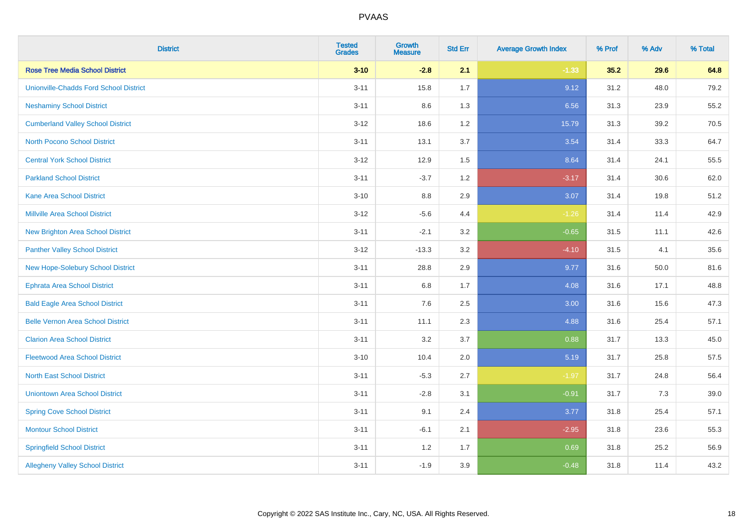| District | Tested Grades | Growth Measure | Std Err | Average Growth Index | % Prof | % Adv | % Total |
|---|---|---|---|---|---|---|---|
| **Rose Tree Media School District** | **3-10** | **-2.8** | **2.1** | **-1.33** | **35.2** | **29.6** | **64.8** |
| Unionville-Chadds Ford School District | 3-11 | 15.8 | 1.7 | 9.12 | 31.2 | 48.0 | 79.2 |
| Neshaminy School District | 3-11 | 8.6 | 1.3 | 6.56 | 31.3 | 23.9 | 55.2 |
| Cumberland Valley School District | 3-12 | 18.6 | 1.2 | 15.79 | 31.3 | 39.2 | 70.5 |
| North Pocono School District | 3-11 | 13.1 | 3.7 | 3.54 | 31.4 | 33.3 | 64.7 |
| Central York School District | 3-12 | 12.9 | 1.5 | 8.64 | 31.4 | 24.1 | 55.5 |
| Parkland School District | 3-11 | -3.7 | 1.2 | -3.17 | 31.4 | 30.6 | 62.0 |
| Kane Area School District | 3-10 | 8.8 | 2.9 | 3.07 | 31.4 | 19.8 | 51.2 |
| Millville Area School District | 3-12 | -5.6 | 4.4 | -1.26 | 31.4 | 11.4 | 42.9 |
| New Brighton Area School District | 3-11 | -2.1 | 3.2 | -0.65 | 31.5 | 11.1 | 42.6 |
| Panther Valley School District | 3-12 | -13.3 | 3.2 | -4.10 | 31.5 | 4.1 | 35.6 |
| New Hope-Solebury School District | 3-11 | 28.8 | 2.9 | 9.77 | 31.6 | 50.0 | 81.6 |
| Ephrata Area School District | 3-11 | 6.8 | 1.7 | 4.08 | 31.6 | 17.1 | 48.8 |
| Bald Eagle Area School District | 3-11 | 7.6 | 2.5 | 3.00 | 31.6 | 15.6 | 47.3 |
| Belle Vernon Area School District | 3-11 | 11.1 | 2.3 | 4.88 | 31.6 | 25.4 | 57.1 |
| Clarion Area School District | 3-11 | 3.2 | 3.7 | 0.88 | 31.7 | 13.3 | 45.0 |
| Fleetwood Area School District | 3-10 | 10.4 | 2.0 | 5.19 | 31.7 | 25.8 | 57.5 |
| North East School District | 3-11 | -5.3 | 2.7 | -1.97 | 31.7 | 24.8 | 56.4 |
| Uniontown Area School District | 3-11 | -2.8 | 3.1 | -0.91 | 31.7 | 7.3 | 39.0 |
| Spring Cove School District | 3-11 | 9.1 | 2.4 | 3.77 | 31.8 | 25.4 | 57.1 |
| Montour School District | 3-11 | -6.1 | 2.1 | -2.95 | 31.8 | 23.6 | 55.3 |
| Springfield School District | 3-11 | 1.2 | 1.7 | 0.69 | 31.8 | 25.2 | 56.9 |
| Allegheny Valley School District | 3-11 | -1.9 | 3.9 | -0.48 | 31.8 | 11.4 | 43.2 |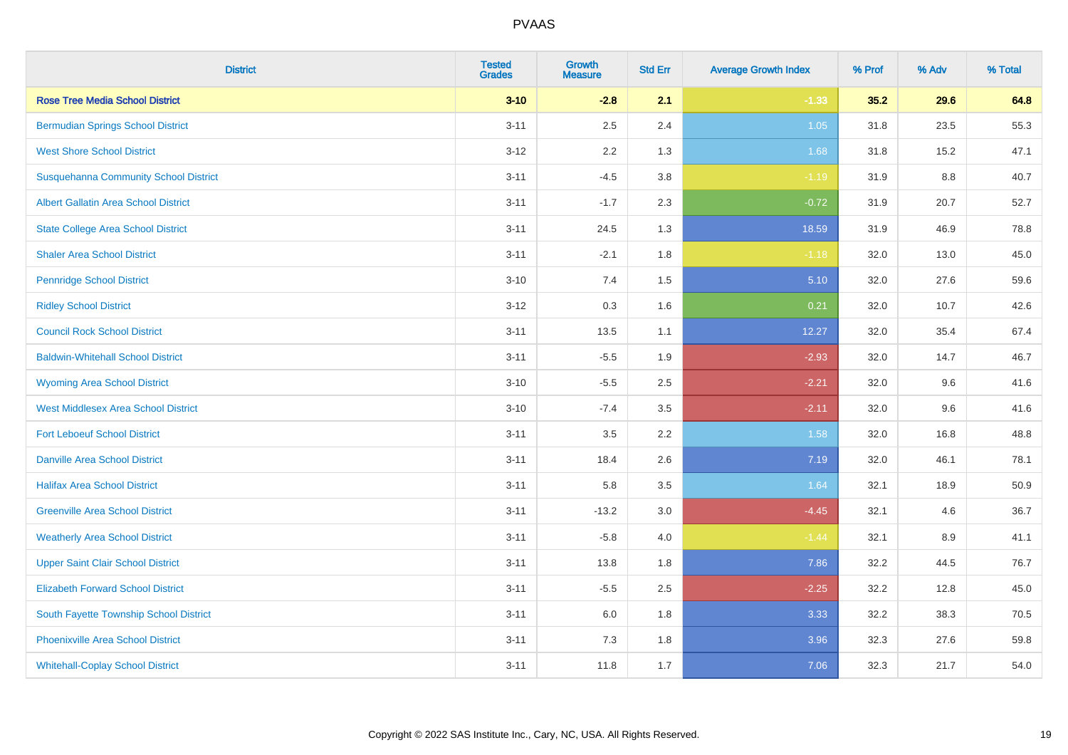| District | Tested Grades | Growth Measure | Std Err | Average Growth Index | % Prof | % Adv | % Total |
|---|---|---|---|---|---|---|---|
| **Rose Tree Media School District** | **3-10** | **-2.8** | **2.1** | **-1.33** | **35.2** | **29.6** | **64.8** |
| Bermudian Springs School District | 3-11 | 2.5 | 2.4 | 1.05 | 31.8 | 23.5 | 55.3 |
| West Shore School District | 3-12 | 2.2 | 1.3 | 1.68 | 31.8 | 15.2 | 47.1 |
| Susquehanna Community School District | 3-11 | -4.5 | 3.8 | -1.19 | 31.9 | 8.8 | 40.7 |
| Albert Gallatin Area School District | 3-11 | -1.7 | 2.3 | -0.72 | 31.9 | 20.7 | 52.7 |
| State College Area School District | 3-11 | 24.5 | 1.3 | 18.59 | 31.9 | 46.9 | 78.8 |
| Shaler Area School District | 3-11 | -2.1 | 1.8 | -1.18 | 32.0 | 13.0 | 45.0 |
| Pennridge School District | 3-10 | 7.4 | 1.5 | 5.10 | 32.0 | 27.6 | 59.6 |
| Ridley School District | 3-12 | 0.3 | 1.6 | 0.21 | 32.0 | 10.7 | 42.6 |
| Council Rock School District | 3-11 | 13.5 | 1.1 | 12.27 | 32.0 | 35.4 | 67.4 |
| Baldwin-Whitehall School District | 3-11 | -5.5 | 1.9 | -2.93 | 32.0 | 14.7 | 46.7 |
| Wyoming Area School District | 3-10 | -5.5 | 2.5 | -2.21 | 32.0 | 9.6 | 41.6 |
| West Middlesex Area School District | 3-10 | -7.4 | 3.5 | -2.11 | 32.0 | 9.6 | 41.6 |
| Fort Leboeuf School District | 3-11 | 3.5 | 2.2 | 1.58 | 32.0 | 16.8 | 48.8 |
| Danville Area School District | 3-11 | 18.4 | 2.6 | 7.19 | 32.0 | 46.1 | 78.1 |
| Halifax Area School District | 3-11 | 5.8 | 3.5 | 1.64 | 32.1 | 18.9 | 50.9 |
| Greenville Area School District | 3-11 | -13.2 | 3.0 | -4.45 | 32.1 | 4.6 | 36.7 |
| Weatherly Area School District | 3-11 | -5.8 | 4.0 | -1.44 | 32.1 | 8.9 | 41.1 |
| Upper Saint Clair School District | 3-11 | 13.8 | 1.8 | 7.86 | 32.2 | 44.5 | 76.7 |
| Elizabeth Forward School District | 3-11 | -5.5 | 2.5 | -2.25 | 32.2 | 12.8 | 45.0 |
| South Fayette Township School District | 3-11 | 6.0 | 1.8 | 3.33 | 32.2 | 38.3 | 70.5 |
| Phoenixville Area School District | 3-11 | 7.3 | 1.8 | 3.96 | 32.3 | 27.6 | 59.8 |
| Whitehall-Coplay School District | 3-11 | 11.8 | 1.7 | 7.06 | 32.3 | 21.7 | 54.0 |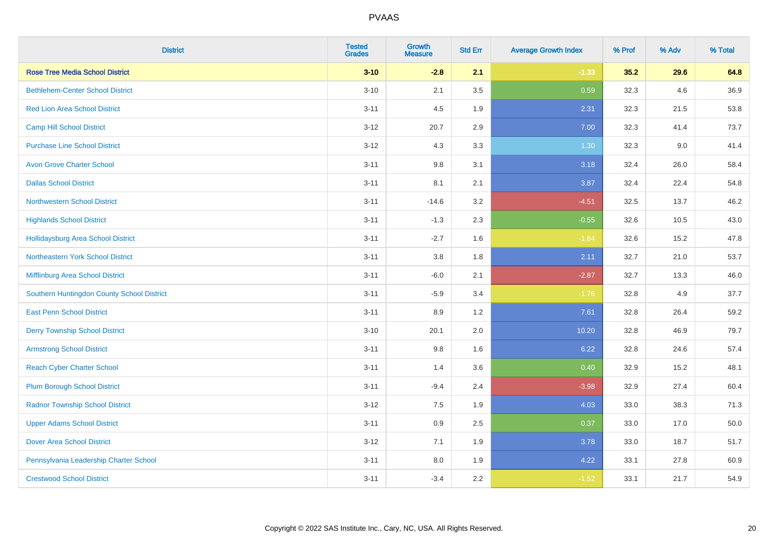PVAAS

| District | Tested Grades | Growth Measure | Std Err | Average Growth Index | % Prof | % Adv | % Total |
|---|---|---|---|---|---|---|---|
| **Rose Tree Media School District** | **3-10** | **-2.8** | **2.1** | **-1.33** | **35.2** | **29.6** | **64.8** |
| Bethlehem-Center School District | 3-10 | 2.1 | 3.5 | 0.59 | 32.3 | 4.6 | 36.9 |
| Red Lion Area School District | 3-11 | 4.5 | 1.9 | 2.31 | 32.3 | 21.5 | 53.8 |
| Camp Hill School District | 3-12 | 20.7 | 2.9 | 7.00 | 32.3 | 41.4 | 73.7 |
| Purchase Line School District | 3-12 | 4.3 | 3.3 | 1.30 | 32.3 | 9.0 | 41.4 |
| Avon Grove Charter School | 3-11 | 9.8 | 3.1 | 3.18 | 32.4 | 26.0 | 58.4 |
| Dallas School District | 3-11 | 8.1 | 2.1 | 3.87 | 32.4 | 22.4 | 54.8 |
| Northwestern School District | 3-11 | -14.6 | 3.2 | -4.51 | 32.5 | 13.7 | 46.2 |
| Highlands School District | 3-11 | -1.3 | 2.3 | -0.55 | 32.6 | 10.5 | 43.0 |
| Hollidaysburg Area School District | 3-11 | -2.7 | 1.6 | -1.64 | 32.6 | 15.2 | 47.8 |
| Northeastern York School District | 3-11 | 3.8 | 1.8 | 2.11 | 32.7 | 21.0 | 53.7 |
| Mifflinburg Area School District | 3-11 | -6.0 | 2.1 | -2.87 | 32.7 | 13.3 | 46.0 |
| Southern Huntingdon County School District | 3-11 | -5.9 | 3.4 | -1.76 | 32.8 | 4.9 | 37.7 |
| East Penn School District | 3-11 | 8.9 | 1.2 | 7.61 | 32.8 | 26.4 | 59.2 |
| Derry Township School District | 3-10 | 20.1 | 2.0 | 10.20 | 32.8 | 46.9 | 79.7 |
| Armstrong School District | 3-11 | 9.8 | 1.6 | 6.22 | 32.8 | 24.6 | 57.4 |
| Reach Cyber Charter School | 3-11 | 1.4 | 3.6 | 0.40 | 32.9 | 15.2 | 48.1 |
| Plum Borough School District | 3-11 | -9.4 | 2.4 | -3.98 | 32.9 | 27.4 | 60.4 |
| Radnor Township School District | 3-12 | 7.5 | 1.9 | 4.03 | 33.0 | 38.3 | 71.3 |
| Upper Adams School District | 3-11 | 0.9 | 2.5 | 0.37 | 33.0 | 17.0 | 50.0 |
| Dover Area School District | 3-12 | 7.1 | 1.9 | 3.78 | 33.0 | 18.7 | 51.7 |
| Pennsylvania Leadership Charter School | 3-11 | 8.0 | 1.9 | 4.22 | 33.1 | 27.8 | 60.9 |
| Crestwood School District | 3-11 | -3.4 | 2.2 | -1.52 | 33.1 | 21.7 | 54.9 |

Copyright © 2022 SAS Institute Inc., Cary, NC, USA. All Rights Reserved.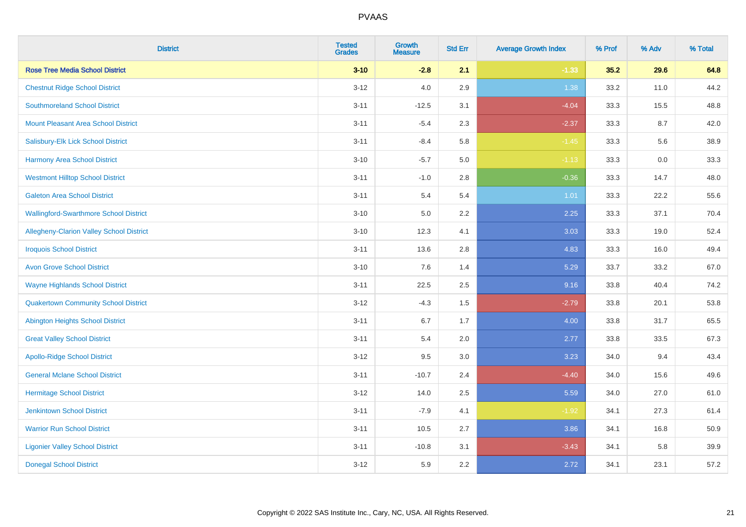# PVAAS

| District | Tested Grades | Growth Measure | Std Err | Average Growth Index | % Prof | % Adv | % Total |
|---|---|---|---|---|---|---|---|
| **Rose Tree Media School District** | **3-10** | **-2.8** | **2.1** | **-1.33** | **35.2** | **29.6** | **64.8** |
| Chestnut Ridge School District | 3-12 | 4.0 | 2.9 | 1.38 | 33.2 | 11.0 | 44.2 |
| Southmoreland School District | 3-11 | -12.5 | 3.1 | -4.04 | 33.3 | 15.5 | 48.8 |
| Mount Pleasant Area School District | 3-11 | -5.4 | 2.3 | -2.37 | 33.3 | 8.7 | 42.0 |
| Salisbury-Elk Lick School District | 3-11 | -8.4 | 5.8 | -1.45 | 33.3 | 5.6 | 38.9 |
| Harmony Area School District | 3-10 | -5.7 | 5.0 | -1.13 | 33.3 | 0.0 | 33.3 |
| Westmont Hilltop School District | 3-11 | -1.0 | 2.8 | -0.36 | 33.3 | 14.7 | 48.0 |
| Galeton Area School District | 3-11 | 5.4 | 5.4 | 1.01 | 33.3 | 22.2 | 55.6 |
| Wallingford-Swarthmore School District | 3-10 | 5.0 | 2.2 | 2.25 | 33.3 | 37.1 | 70.4 |
| Allegheny-Clarion Valley School District | 3-10 | 12.3 | 4.1 | 3.03 | 33.3 | 19.0 | 52.4 |
| Iroquois School District | 3-11 | 13.6 | 2.8 | 4.83 | 33.3 | 16.0 | 49.4 |
| Avon Grove School District | 3-10 | 7.6 | 1.4 | 5.29 | 33.7 | 33.2 | 67.0 |
| Wayne Highlands School District | 3-11 | 22.5 | 2.5 | 9.16 | 33.8 | 40.4 | 74.2 |
| Quakertown Community School District | 3-12 | -4.3 | 1.5 | -2.79 | 33.8 | 20.1 | 53.8 |
| Abington Heights School District | 3-11 | 6.7 | 1.7 | 4.00 | 33.8 | 31.7 | 65.5 |
| Great Valley School District | 3-11 | 5.4 | 2.0 | 2.77 | 33.8 | 33.5 | 67.3 |
| Apollo-Ridge School District | 3-12 | 9.5 | 3.0 | 3.23 | 34.0 | 9.4 | 43.4 |
| General Mclane School District | 3-11 | -10.7 | 2.4 | -4.40 | 34.0 | 15.6 | 49.6 |
| Hermitage School District | 3-12 | 14.0 | 2.5 | 5.59 | 34.0 | 27.0 | 61.0 |
| Jenkintown School District | 3-11 | -7.9 | 4.1 | -1.92 | 34.1 | 27.3 | 61.4 |
| Warrior Run School District | 3-11 | 10.5 | 2.7 | 3.86 | 34.1 | 16.8 | 50.9 |
| Ligonier Valley School District | 3-11 | -10.8 | 3.1 | -3.43 | 34.1 | 5.8 | 39.9 |
| Donegal School District | 3-12 | 5.9 | 2.2 | 2.72 | 34.1 | 23.1 | 57.2 |

Copyright © 2022 SAS Institute Inc., Cary, NC, USA. All Rights Reserved.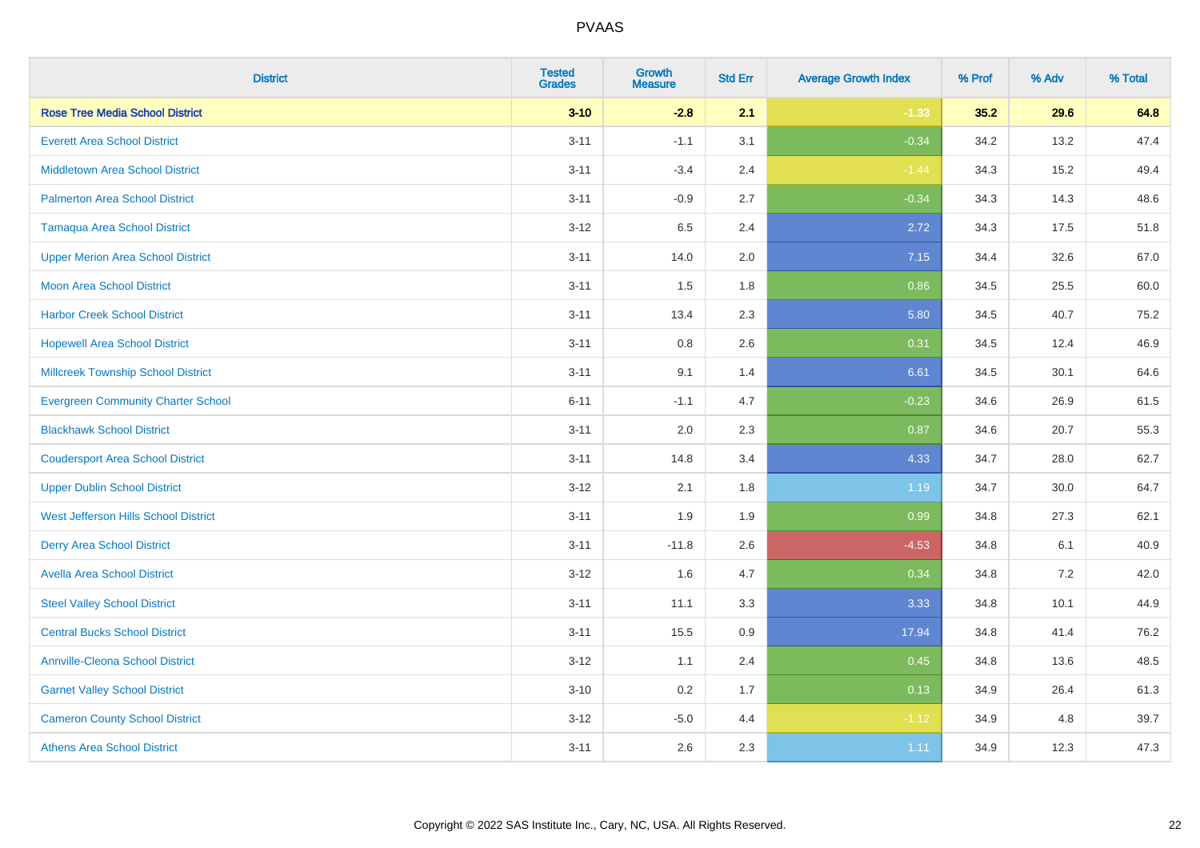# PVAAS

| District | Tested Grades | Growth Measure | Std Err | Average Growth Index | % Prof | % Adv | % Total |
|---|---|---|---|---|---|---|---|
| **Rose Tree Media School District** | **3-10** | **-2.8** | **2.1** | **-1.33** | **35.2** | **29.6** | **64.8** |
| Everett Area School District | 3-11 | -1.1 | 3.1 | -0.34 | 34.2 | 13.2 | 47.4 |
| Middletown Area School District | 3-11 | -3.4 | 2.4 | -1.44 | 34.3 | 15.2 | 49.4 |
| Palmerton Area School District | 3-11 | -0.9 | 2.7 | -0.34 | 34.3 | 14.3 | 48.6 |
| Tamaqua Area School District | 3-12 | 6.5 | 2.4 | 2.72 | 34.3 | 17.5 | 51.8 |
| Upper Merion Area School District | 3-11 | 14.0 | 2.0 | 7.15 | 34.4 | 32.6 | 67.0 |
| Moon Area School District | 3-11 | 1.5 | 1.8 | 0.86 | 34.5 | 25.5 | 60.0 |
| Harbor Creek School District | 3-11 | 13.4 | 2.3 | 5.80 | 34.5 | 40.7 | 75.2 |
| Hopewell Area School District | 3-11 | 0.8 | 2.6 | 0.31 | 34.5 | 12.4 | 46.9 |
| Millcreek Township School District | 3-11 | 9.1 | 1.4 | 6.61 | 34.5 | 30.1 | 64.6 |
| Evergreen Community Charter School | 6-11 | -1.1 | 4.7 | -0.23 | 34.6 | 26.9 | 61.5 |
| Blackhawk School District | 3-11 | 2.0 | 2.3 | 0.87 | 34.6 | 20.7 | 55.3 |
| Coudersport Area School District | 3-11 | 14.8 | 3.4 | 4.33 | 34.7 | 28.0 | 62.7 |
| Upper Dublin School District | 3-12 | 2.1 | 1.8 | 1.19 | 34.7 | 30.0 | 64.7 |
| West Jefferson Hills School District | 3-11 | 1.9 | 1.9 | 0.99 | 34.8 | 27.3 | 62.1 |
| Derry Area School District | 3-11 | -11.8 | 2.6 | -4.53 | 34.8 | 6.1 | 40.9 |
| Avella Area School District | 3-12 | 1.6 | 4.7 | 0.34 | 34.8 | 7.2 | 42.0 |
| Steel Valley School District | 3-11 | 11.1 | 3.3 | 3.33 | 34.8 | 10.1 | 44.9 |
| Central Bucks School District | 3-11 | 15.5 | 0.9 | 17.94 | 34.8 | 41.4 | 76.2 |
| Annville-Cleona School District | 3-12 | 1.1 | 2.4 | 0.45 | 34.8 | 13.6 | 48.5 |
| Garnet Valley School District | 3-10 | 0.2 | 1.7 | 0.13 | 34.9 | 26.4 | 61.3 |
| Cameron County School District | 3-12 | -5.0 | 4.4 | -1.12 | 34.9 | 4.8 | 39.7 |
| Athens Area School District | 3-11 | 2.6 | 2.3 | 1.11 | 34.9 | 12.3 | 47.3 |

Copyright © 2022 SAS Institute Inc., Cary, NC, USA. All Rights Reserved.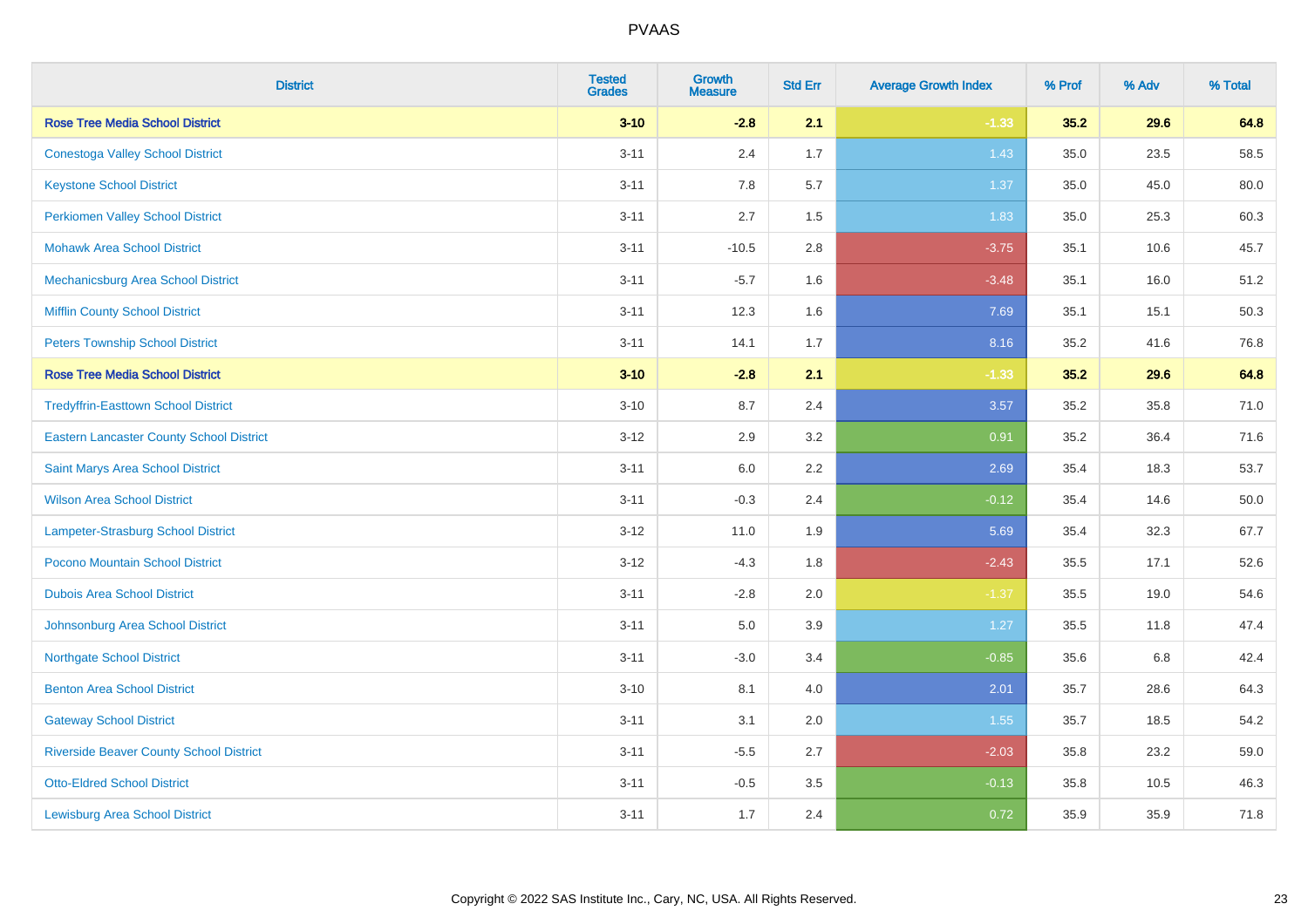# PVAAS

| District | Tested Grades | Growth Measure | Std Err | Average Growth Index | % Prof | % Adv | % Total |
|---|---|---|---|---|---|---|---|
| **Rose Tree Media School District** | **3-10** | **-2.8** | **2.1** | **-1.33** | **35.2** | **29.6** | **64.8** |
| Conestoga Valley School District | 3-11 | 2.4 | 1.7 | 1.43 | 35.0 | 23.5 | 58.5 |
| Keystone School District | 3-11 | 7.8 | 5.7 | 1.37 | 35.0 | 45.0 | 80.0 |
| Perkiomen Valley School District | 3-11 | 2.7 | 1.5 | 1.83 | 35.0 | 25.3 | 60.3 |
| Mohawk Area School District | 3-11 | -10.5 | 2.8 | -3.75 | 35.1 | 10.6 | 45.7 |
| Mechanicsburg Area School District | 3-11 | -5.7 | 1.6 | -3.48 | 35.1 | 16.0 | 51.2 |
| Mifflin County School District | 3-11 | 12.3 | 1.6 | 7.69 | 35.1 | 15.1 | 50.3 |
| Peters Township School District | 3-11 | 14.1 | 1.7 | 8.16 | 35.2 | 41.6 | 76.8 |
| **Rose Tree Media School District** | **3-10** | **-2.8** | **2.1** | **-1.33** | **35.2** | **29.6** | **64.8** |
| Tredyffrin-Easttown School District | 3-10 | 8.7 | 2.4 | 3.57 | 35.2 | 35.8 | 71.0 |
| Eastern Lancaster County School District | 3-12 | 2.9 | 3.2 | 0.91 | 35.2 | 36.4 | 71.6 |
| Saint Marys Area School District | 3-11 | 6.0 | 2.2 | 2.69 | 35.4 | 18.3 | 53.7 |
| Wilson Area School District | 3-11 | -0.3 | 2.4 | -0.12 | 35.4 | 14.6 | 50.0 |
| Lampeter-Strasburg School District | 3-12 | 11.0 | 1.9 | 5.69 | 35.4 | 32.3 | 67.7 |
| Pocono Mountain School District | 3-12 | -4.3 | 1.8 | -2.43 | 35.5 | 17.1 | 52.6 |
| Dubois Area School District | 3-11 | -2.8 | 2.0 | -1.37 | 35.5 | 19.0 | 54.6 |
| Johnsonburg Area School District | 3-11 | 5.0 | 3.9 | 1.27 | 35.5 | 11.8 | 47.4 |
| Northgate School District | 3-11 | -3.0 | 3.4 | -0.85 | 35.6 | 6.8 | 42.4 |
| Benton Area School District | 3-10 | 8.1 | 4.0 | 2.01 | 35.7 | 28.6 | 64.3 |
| Gateway School District | 3-11 | 3.1 | 2.0 | 1.55 | 35.7 | 18.5 | 54.2 |
| Riverside Beaver County School District | 3-11 | -5.5 | 2.7 | -2.03 | 35.8 | 23.2 | 59.0 |
| Otto-Eldred School District | 3-11 | -0.5 | 3.5 | -0.13 | 35.8 | 10.5 | 46.3 |
| Lewisburg Area School District | 3-11 | 1.7 | 2.4 | 0.72 | 35.9 | 35.9 | 71.8 |

Copyright © 2022 SAS Institute Inc., Cary, NC, USA. All Rights Reserved.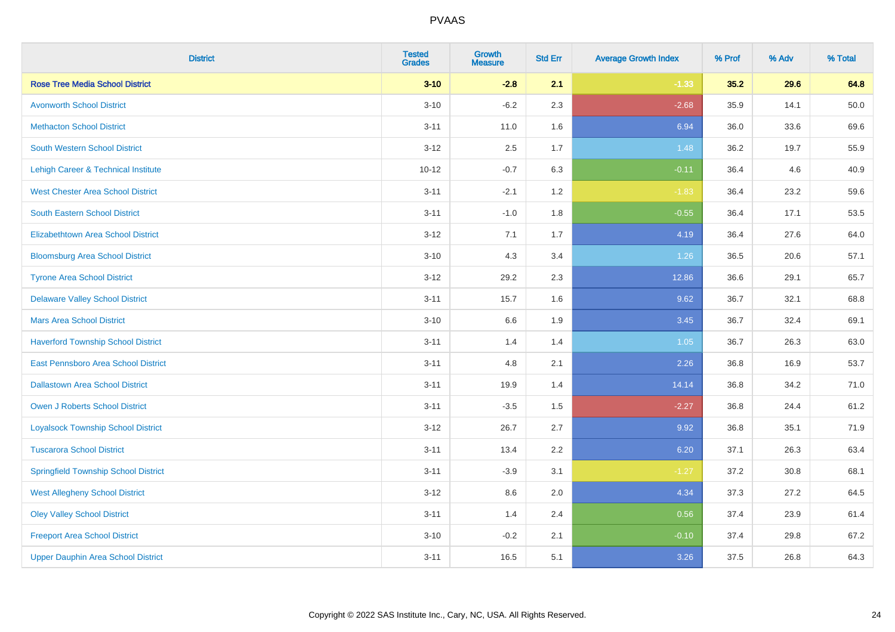# PVAAS

| District | Tested Grades | Growth Measure | Std Err | Average Growth Index | % Prof | % Adv | % Total |
|---|---|---|---|---|---|---|---|
| **Rose Tree Media School District** | **3-10** | **-2.8** | **2.1** | **-1.33** | **35.2** | **29.6** | **64.8** |
| Avonworth School District | 3-10 | -6.2 | 2.3 | -2.68 | 35.9 | 14.1 | 50.0 |
| Methacton School District | 3-11 | 11.0 | 1.6 | 6.94 | 36.0 | 33.6 | 69.6 |
| South Western School District | 3-12 | 2.5 | 1.7 | 1.48 | 36.2 | 19.7 | 55.9 |
| Lehigh Career & Technical Institute | 10-12 | -0.7 | 6.3 | -0.11 | 36.4 | 4.6 | 40.9 |
| West Chester Area School District | 3-11 | -2.1 | 1.2 | -1.83 | 36.4 | 23.2 | 59.6 |
| South Eastern School District | 3-11 | -1.0 | 1.8 | -0.55 | 36.4 | 17.1 | 53.5 |
| Elizabethtown Area School District | 3-12 | 7.1 | 1.7 | 4.19 | 36.4 | 27.6 | 64.0 |
| Bloomsburg Area School District | 3-10 | 4.3 | 3.4 | 1.26 | 36.5 | 20.6 | 57.1 |
| Tyrone Area School District | 3-12 | 29.2 | 2.3 | 12.86 | 36.6 | 29.1 | 65.7 |
| Delaware Valley School District | 3-11 | 15.7 | 1.6 | 9.62 | 36.7 | 32.1 | 68.8 |
| Mars Area School District | 3-10 | 6.6 | 1.9 | 3.45 | 36.7 | 32.4 | 69.1 |
| Haverford Township School District | 3-11 | 1.4 | 1.4 | 1.05 | 36.7 | 26.3 | 63.0 |
| East Pennsboro Area School District | 3-11 | 4.8 | 2.1 | 2.26 | 36.8 | 16.9 | 53.7 |
| Dallastown Area School District | 3-11 | 19.9 | 1.4 | 14.14 | 36.8 | 34.2 | 71.0 |
| Owen J Roberts School District | 3-11 | -3.5 | 1.5 | -2.27 | 36.8 | 24.4 | 61.2 |
| Loyalsock Township School District | 3-12 | 26.7 | 2.7 | 9.92 | 36.8 | 35.1 | 71.9 |
| Tuscarora School District | 3-11 | 13.4 | 2.2 | 6.20 | 37.1 | 26.3 | 63.4 |
| Springfield Township School District | 3-11 | -3.9 | 3.1 | -1.27 | 37.2 | 30.8 | 68.1 |
| West Allegheny School District | 3-12 | 8.6 | 2.0 | 4.34 | 37.3 | 27.2 | 64.5 |
| Oley Valley School District | 3-11 | 1.4 | 2.4 | 0.56 | 37.4 | 23.9 | 61.4 |
| Freeport Area School District | 3-10 | -0.2 | 2.1 | -0.10 | 37.4 | 29.8 | 67.2 |
| Upper Dauphin Area School District | 3-11 | 16.5 | 5.1 | 3.26 | 37.5 | 26.8 | 64.3 |

Copyright © 2022 SAS Institute Inc., Cary, NC, USA. All Rights Reserved.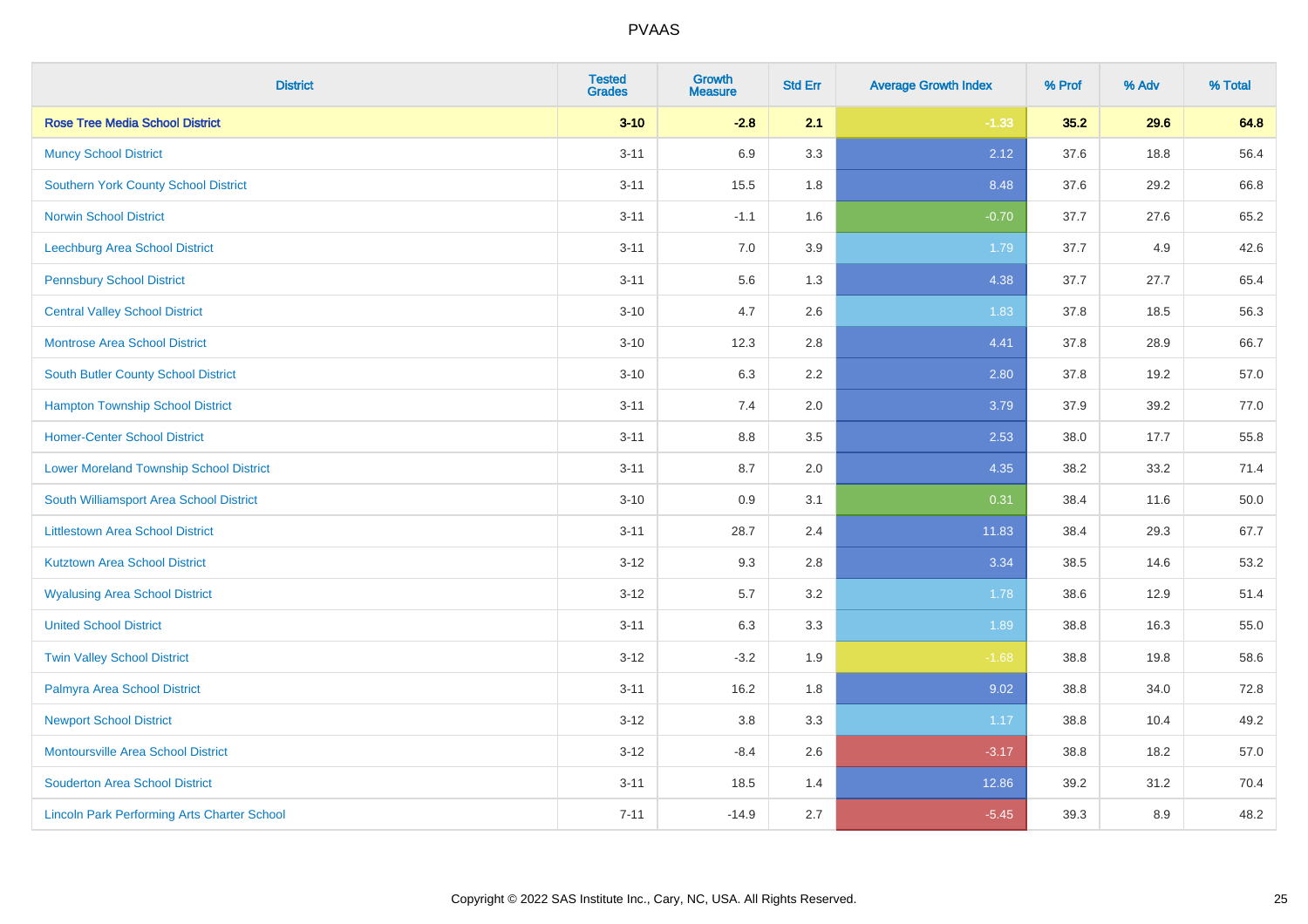# PVAAS

| District | Tested Grades | Growth Measure | Std Err | Average Growth Index | % Prof | % Adv | % Total |
|---|---|---|---|---|---|---|---|
| **Rose Tree Media School District** | **3-10** | **-2.8** | **2.1** | **-1.33** | **35.2** | **29.6** | **64.8** |
| Muncy School District | 3-11 | 6.9 | 3.3 | 2.12 | 37.6 | 18.8 | 56.4 |
| Southern York County School District | 3-11 | 15.5 | 1.8 | 8.48 | 37.6 | 29.2 | 66.8 |
| Norwin School District | 3-11 | -1.1 | 1.6 | -0.70 | 37.7 | 27.6 | 65.2 |
| Leechburg Area School District | 3-11 | 7.0 | 3.9 | 1.79 | 37.7 | 4.9 | 42.6 |
| Pennsbury School District | 3-11 | 5.6 | 1.3 | 4.38 | 37.7 | 27.7 | 65.4 |
| Central Valley School District | 3-10 | 4.7 | 2.6 | 1.83 | 37.8 | 18.5 | 56.3 |
| Montrose Area School District | 3-10 | 12.3 | 2.8 | 4.41 | 37.8 | 28.9 | 66.7 |
| South Butler County School District | 3-10 | 6.3 | 2.2 | 2.80 | 37.8 | 19.2 | 57.0 |
| Hampton Township School District | 3-11 | 7.4 | 2.0 | 3.79 | 37.9 | 39.2 | 77.0 |
| Homer-Center School District | 3-11 | 8.8 | 3.5 | 2.53 | 38.0 | 17.7 | 55.8 |
| Lower Moreland Township School District | 3-11 | 8.7 | 2.0 | 4.35 | 38.2 | 33.2 | 71.4 |
| South Williamsport Area School District | 3-10 | 0.9 | 3.1 | 0.31 | 38.4 | 11.6 | 50.0 |
| Littlestown Area School District | 3-11 | 28.7 | 2.4 | 11.83 | 38.4 | 29.3 | 67.7 |
| Kutztown Area School District | 3-12 | 9.3 | 2.8 | 3.34 | 38.5 | 14.6 | 53.2 |
| Wyalusing Area School District | 3-12 | 5.7 | 3.2 | 1.78 | 38.6 | 12.9 | 51.4 |
| United School District | 3-11 | 6.3 | 3.3 | 1.89 | 38.8 | 16.3 | 55.0 |
| Twin Valley School District | 3-12 | -3.2 | 1.9 | -1.68 | 38.8 | 19.8 | 58.6 |
| Palmyra Area School District | 3-11 | 16.2 | 1.8 | 9.02 | 38.8 | 34.0 | 72.8 |
| Newport School District | 3-12 | 3.8 | 3.3 | 1.17 | 38.8 | 10.4 | 49.2 |
| Montoursville Area School District | 3-12 | -8.4 | 2.6 | -3.17 | 38.8 | 18.2 | 57.0 |
| Souderton Area School District | 3-11 | 18.5 | 1.4 | 12.86 | 39.2 | 31.2 | 70.4 |
| Lincoln Park Performing Arts Charter School | 7-11 | -14.9 | 2.7 | -5.45 | 39.3 | 8.9 | 48.2 |

Copyright © 2022 SAS Institute Inc., Cary, NC, USA. All Rights Reserved.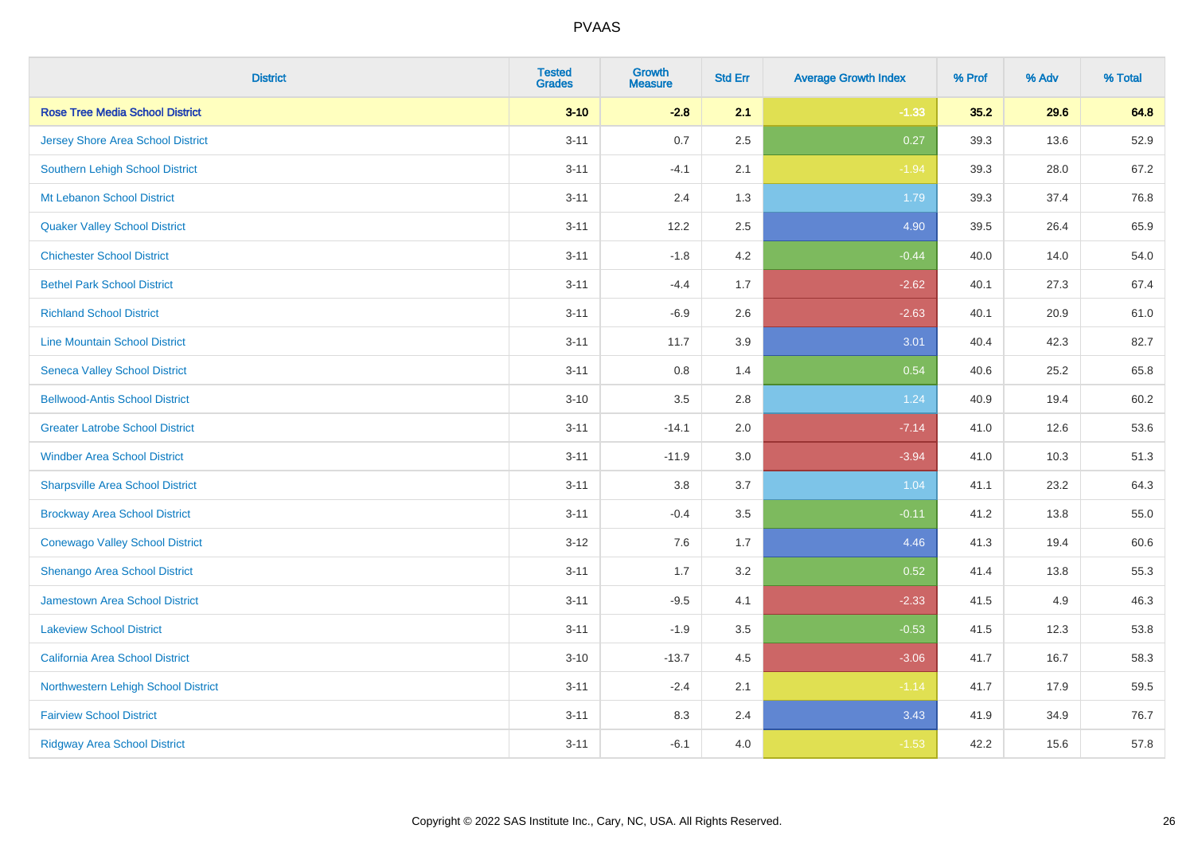| District | Tested Grades | Growth Measure | Std Err | Average Growth Index | % Prof | % Adv | % Total |
|---|---|---|---|---|---|---|---|
| **Rose Tree Media School District** | **3-10** | **-2.8** | **2.1** | **-1.33** | **35.2** | **29.6** | **64.8** |
| Jersey Shore Area School District | 3-11 | 0.7 | 2.5 | 0.27 | 39.3 | 13.6 | 52.9 |
| Southern Lehigh School District | 3-11 | -4.1 | 2.1 | -1.94 | 39.3 | 28.0 | 67.2 |
| Mt Lebanon School District | 3-11 | 2.4 | 1.3 | 1.79 | 39.3 | 37.4 | 76.8 |
| Quaker Valley School District | 3-11 | 12.2 | 2.5 | 4.90 | 39.5 | 26.4 | 65.9 |
| Chichester School District | 3-11 | -1.8 | 4.2 | -0.44 | 40.0 | 14.0 | 54.0 |
| Bethel Park School District | 3-11 | -4.4 | 1.7 | -2.62 | 40.1 | 27.3 | 67.4 |
| Richland School District | 3-11 | -6.9 | 2.6 | -2.63 | 40.1 | 20.9 | 61.0 |
| Line Mountain School District | 3-11 | 11.7 | 3.9 | 3.01 | 40.4 | 42.3 | 82.7 |
| Seneca Valley School District | 3-11 | 0.8 | 1.4 | 0.54 | 40.6 | 25.2 | 65.8 |
| Bellwood-Antis School District | 3-10 | 3.5 | 2.8 | 1.24 | 40.9 | 19.4 | 60.2 |
| Greater Latrobe School District | 3-11 | -14.1 | 2.0 | -7.14 | 41.0 | 12.6 | 53.6 |
| Windber Area School District | 3-11 | -11.9 | 3.0 | -3.94 | 41.0 | 10.3 | 51.3 |
| Sharpsville Area School District | 3-11 | 3.8 | 3.7 | 1.04 | 41.1 | 23.2 | 64.3 |
| Brockway Area School District | 3-11 | -0.4 | 3.5 | -0.11 | 41.2 | 13.8 | 55.0 |
| Conewago Valley School District | 3-12 | 7.6 | 1.7 | 4.46 | 41.3 | 19.4 | 60.6 |
| Shenango Area School District | 3-11 | 1.7 | 3.2 | 0.52 | 41.4 | 13.8 | 55.3 |
| Jamestown Area School District | 3-11 | -9.5 | 4.1 | -2.33 | 41.5 | 4.9 | 46.3 |
| Lakeview School District | 3-11 | -1.9 | 3.5 | -0.53 | 41.5 | 12.3 | 53.8 |
| California Area School District | 3-10 | -13.7 | 4.5 | -3.06 | 41.7 | 16.7 | 58.3 |
| Northwestern Lehigh School District | 3-11 | -2.4 | 2.1 | -1.14 | 41.7 | 17.9 | 59.5 |
| Fairview School District | 3-11 | 8.3 | 2.4 | 3.43 | 41.9 | 34.9 | 76.7 |
| Ridgway Area School District | 3-11 | -6.1 | 4.0 | -1.53 | 42.2 | 15.6 | 57.8 |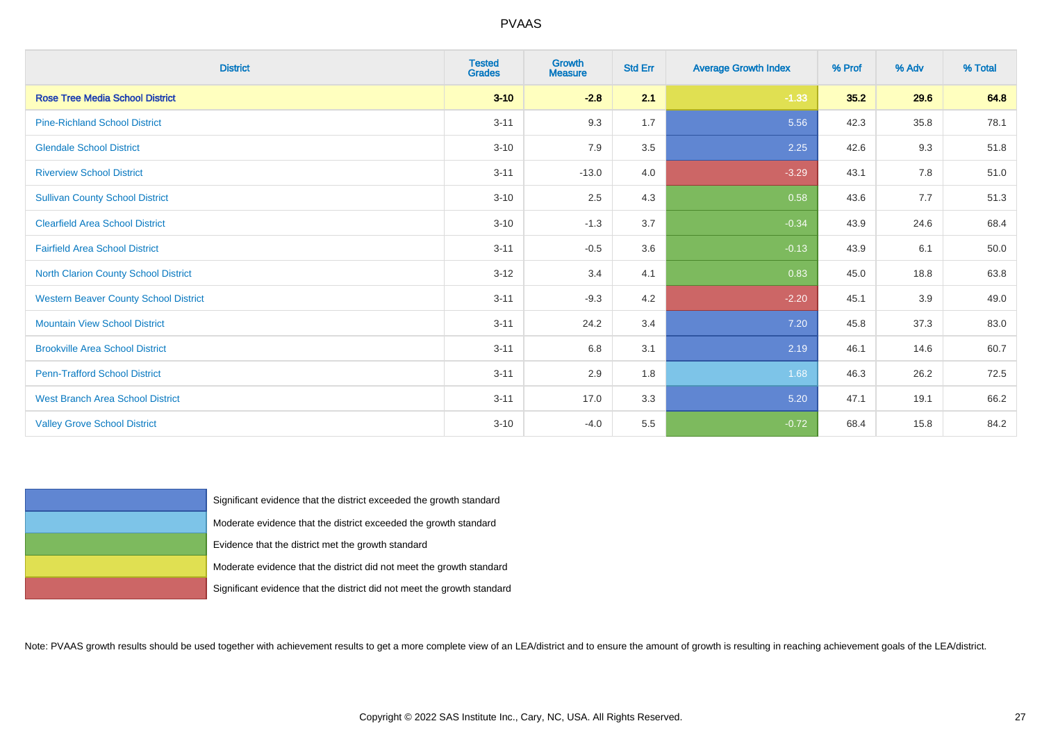PVAAS

| District | Tested Grades | Growth Measure | Std Err | Average Growth Index | % Prof | % Adv | % Total |
|---|---|---|---|---|---|---|---|
| **Rose Tree Media School District** | **3-10** | **-2.8** | **2.1** | **-1.33** | **35.2** | **29.6** | **64.8** |
| Pine-Richland School District | 3-11 | 9.3 | 1.7 | 5.56 | 42.3 | 35.8 | 78.1 |
| Glendale School District | 3-10 | 7.9 | 3.5 | 2.25 | 42.6 | 9.3 | 51.8 |
| Riverview School District | 3-11 | -13.0 | 4.0 | -3.29 | 43.1 | 7.8 | 51.0 |
| Sullivan County School District | 3-10 | 2.5 | 4.3 | 0.58 | 43.6 | 7.7 | 51.3 |
| Clearfield Area School District | 3-10 | -1.3 | 3.7 | -0.34 | 43.9 | 24.6 | 68.4 |
| Fairfield Area School District | 3-11 | -0.5 | 3.6 | -0.13 | 43.9 | 6.1 | 50.0 |
| North Clarion County School District | 3-12 | 3.4 | 4.1 | 0.83 | 45.0 | 18.8 | 63.8 |
| Western Beaver County School District | 3-11 | -9.3 | 4.2 | -2.20 | 45.1 | 3.9 | 49.0 |
| Mountain View School District | 3-11 | 24.2 | 3.4 | 7.20 | 45.8 | 37.3 | 83.0 |
| Brookville Area School District | 3-11 | 6.8 | 3.1 | 2.19 | 46.1 | 14.6 | 60.7 |
| Penn-Trafford School District | 3-11 | 2.9 | 1.8 | 1.68 | 46.3 | 26.2 | 72.5 |
| West Branch Area School District | 3-11 | 17.0 | 3.3 | 5.20 | 47.1 | 19.1 | 66.2 |
| Valley Grove School District | 3-10 | -4.0 | 5.5 | -0.72 | 68.4 | 15.8 | 84.2 |

Significant evidence that the district exceeded the growth standard

Moderate evidence that the district exceeded the growth standard

Evidence that the district met the growth standard

Moderate evidence that the district did not meet the growth standard

Significant evidence that the district did not meet the growth standard

Note: PVAAS growth results should be used together with achievement results to get a more complete view of an LEA/district and to ensure the amount of growth is resulting in reaching achievement goals of the LEA/district.

Copyright © 2022 SAS Institute Inc., Cary, NC, USA. All Rights Reserved.